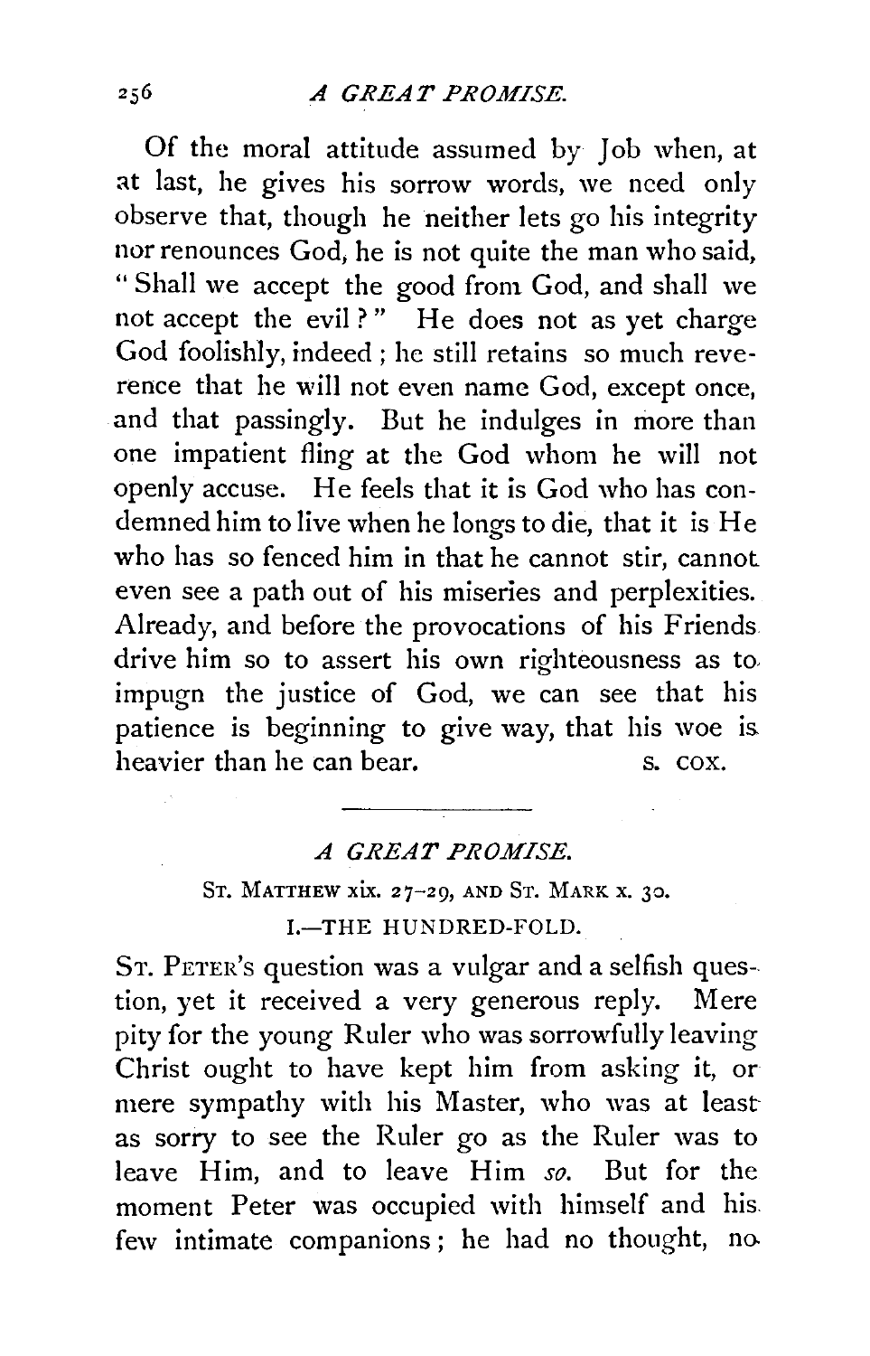Of the moral attitude assumed by Job when, at at last, he gives his sorrow words, we need only observe that, though he neither lets go his integrity nor renounces God, he is not quite the man who said, "Shall we accept the good from God, and shall we not accept the evil?" He does not as yet charge God foolishly, indeed; he still retains so much reverence that he will not even name God, except once, and that passingly. But he indulges in more than one impatient fling at the God whom he will not openly accuse. He feels that it is God who has condemned him to live when he longs to die, that it is He who has so fenced him in that he cannot stir, cannot even see a path out of his miseries and perplexities. Already, and before the provocations of his Friends drive him so to assert his own righteousness as to impugn the justice of God, we can see that his patience is beginning to give way, that his woe is heavier than he can bear.

S. COX.

---

# *A GREAT PROMISE.*

### ST. MATTHEW xix. 27–29, AND ST. MARK x. 30.

### I.—THE HUNDRED-FOLD.

ST. PETER'S question was a vulgar and a selfish question, yet it received a very generous reply. Mere pity for the young Ruler who was sorrowfully leaving Christ ought to have kept him from asking it, or mere sympathy with his Master, who was at least as sorry to see the Ruler go as the Ruler was to leave Him, and to leave Him *so*. But for the moment Peter was occupied with himself and his few intimate companions; he had no thought, no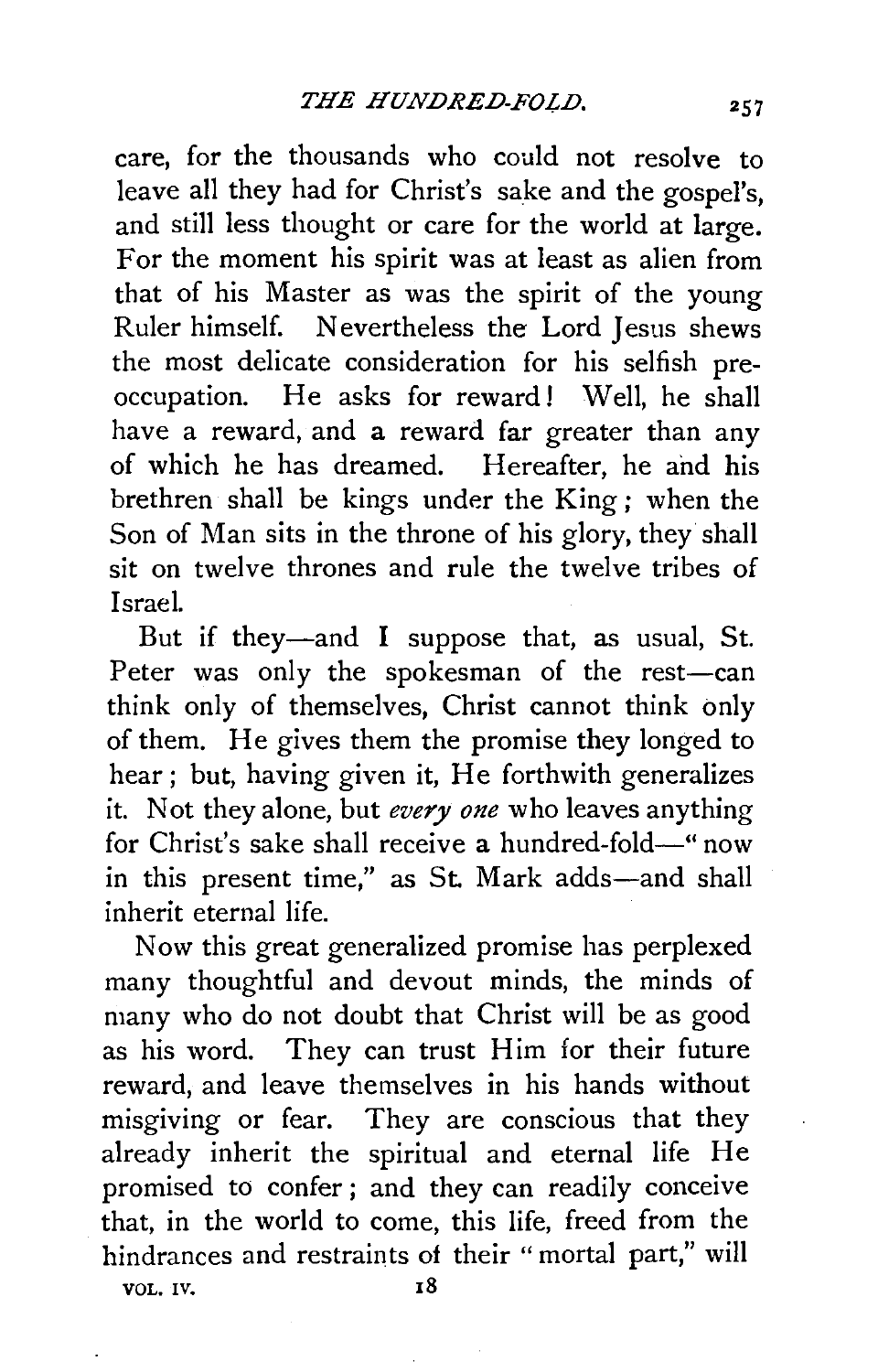care, for the thousands who could not resolve to leave all they had for Christ's sake and the gospel's, and still less thought or care for the world at large. For the moment his spirit was at least as alien from that of his Master as was the spirit of the young Ruler himself. Nevertheless the Lord Jesus shews the most delicate consideration for his selfish pre-occupation. He asks for reward! Well, he shall have a reward, and a reward far greater than any of which he has dreamed. Hereafter, he and his brethren shall be kings under the King; when the Son of Man sits in the throne of his glory, they shall sit on twelve thrones and rule the twelve tribes of Israel.

But if they—and I suppose that, as usual, St. Peter was only the spokesman of the rest—can think only of themselves, Christ cannot think only of them. He gives them the promise they longed to hear; but, having given it, He forthwith generalizes it. Not they alone, but *every one* who leaves anything for Christ's sake shall receive a hundred-fold—"now in this present time," as St. Mark adds—and shall inherit eternal life.

Now this great generalized promise has perplexed many thoughtful and devout minds, the minds of many who do not doubt that Christ will be as good as his word. They can trust Him for their future reward, and leave themselves in his hands without misgiving or fear. They are conscious that they already inherit the spiritual and eternal life He promised to confer; and they can readily conceive that, in the world to come, this life, freed from the hindrances and restraints of their "mortal part," will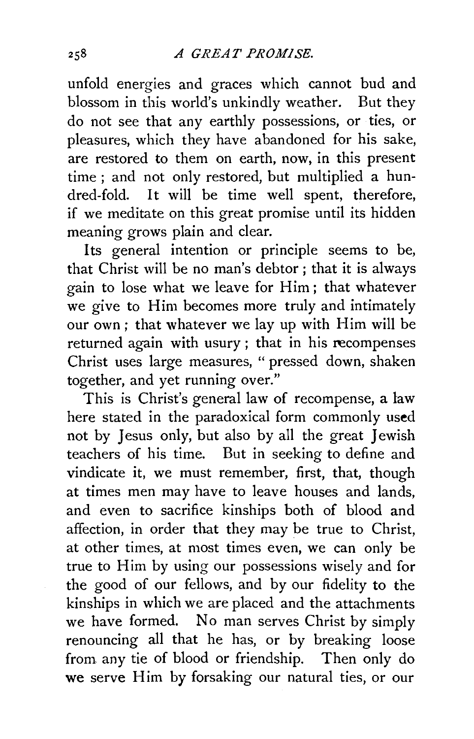unfold energies and graces which cannot bud and blossom in this world's unkindly weather. But they do not see that any earthly possessions, or ties, or pleasures, which they have abandoned for his sake, are restored to them on earth, now, in this present time ; and not only restored, but multiplied a hundred-fold. It will be time well spent, therefore, if we meditate on this great promise until its hidden meaning grows plain and clear.

Its general intention or principle seems to be, that Christ will be no man's debtor ; that it is always gain to lose what we leave for Him ; that whatever we give to Him becomes more truly and intimately our own ; that whatever we lay up with Him will be returned again with usury ; that in his recompenses Christ uses large measures, " pressed down, shaken together, and yet running over."

This is Christ's general law of recompense, a law here stated in the paradoxical form commonly used not by Jesus only, but also by all the great Jewish teachers of his time. But in seeking to define and vindicate it, we must remember, first, that, though at times men may have to leave houses and lands, and even to sacrifice kinships both of blood and affection, in order that they may be true to Christ, at other times, at most times even, we can only be true to Him by using our possessions wisely and for the good of our fellows, and by our fidelity to the kinships in which we are placed and the attachments we have formed. No man serves Christ by simply renouncing all that he has, or by breaking loose from any tie of blood or friendship. Then only do we serve Him by forsaking our natural ties, or our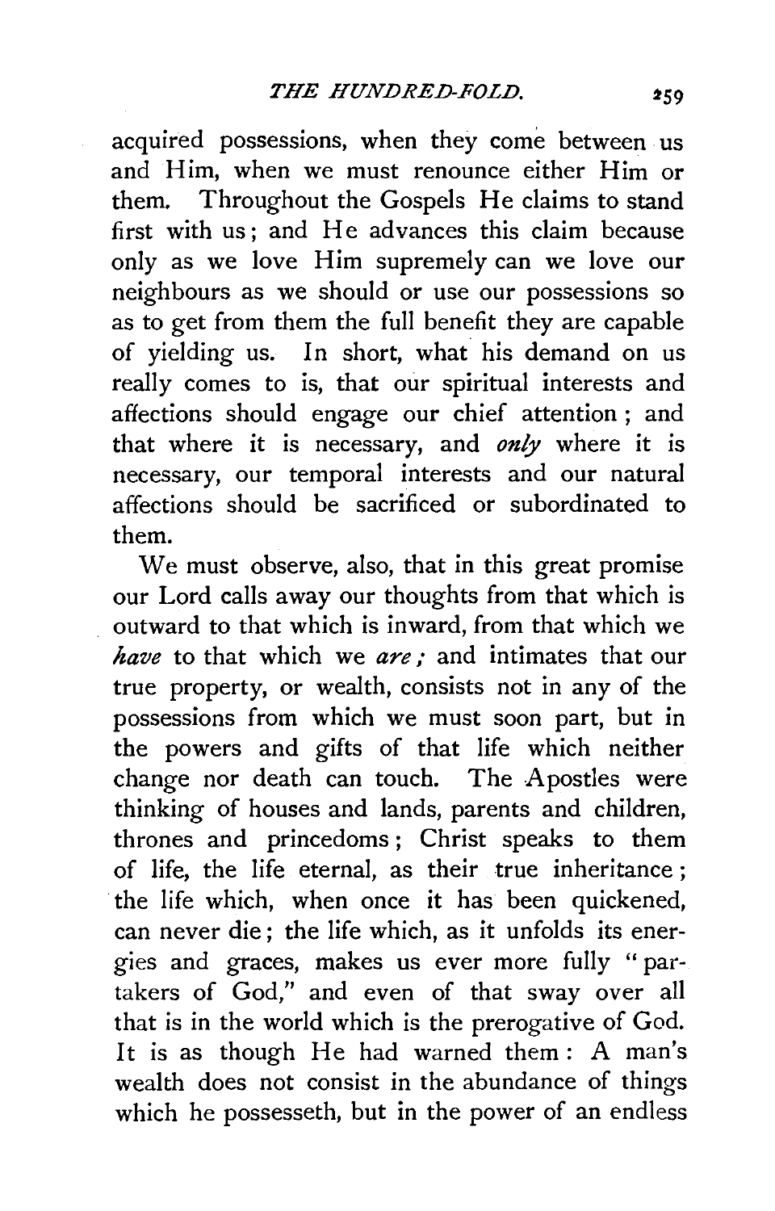acquired possessions, when they come between us and Him, when we must renounce either Him or them. Throughout the Gospels He claims to stand first with us; and He advances this claim because only as we love Him supremely can we love our neighbours as we should or use our possessions so as to get from them the full benefit they are capable of yielding us. In short, what his demand on us really comes to is, that our spiritual interests and affections should engage our chief attention; and that where it is necessary, and *only* where it is necessary, our temporal interests and our natural affections should be sacrificed or subordinated to them.

We must observe, also, that in this great promise our Lord calls away our thoughts from that which is outward to that which is inward, from that which we *have* to that which we *are;* and intimates that our true property, or wealth, consists not in any of the possessions from which we must soon part, but in the powers and gifts of that life which neither change nor death can touch. The Apostles were thinking of houses and lands, parents and children, thrones and princedoms; Christ speaks to them of life, the life eternal, as their true inheritance; the life which, when once it has been quickened, can never die; the life which, as it unfolds its energies and graces, makes us ever more fully "partakers of God," and even of that sway over all that is in the world which is the prerogative of God. It is as though He had warned them: A man's wealth does not consist in the abundance of things which he possesseth, but in the power of an endless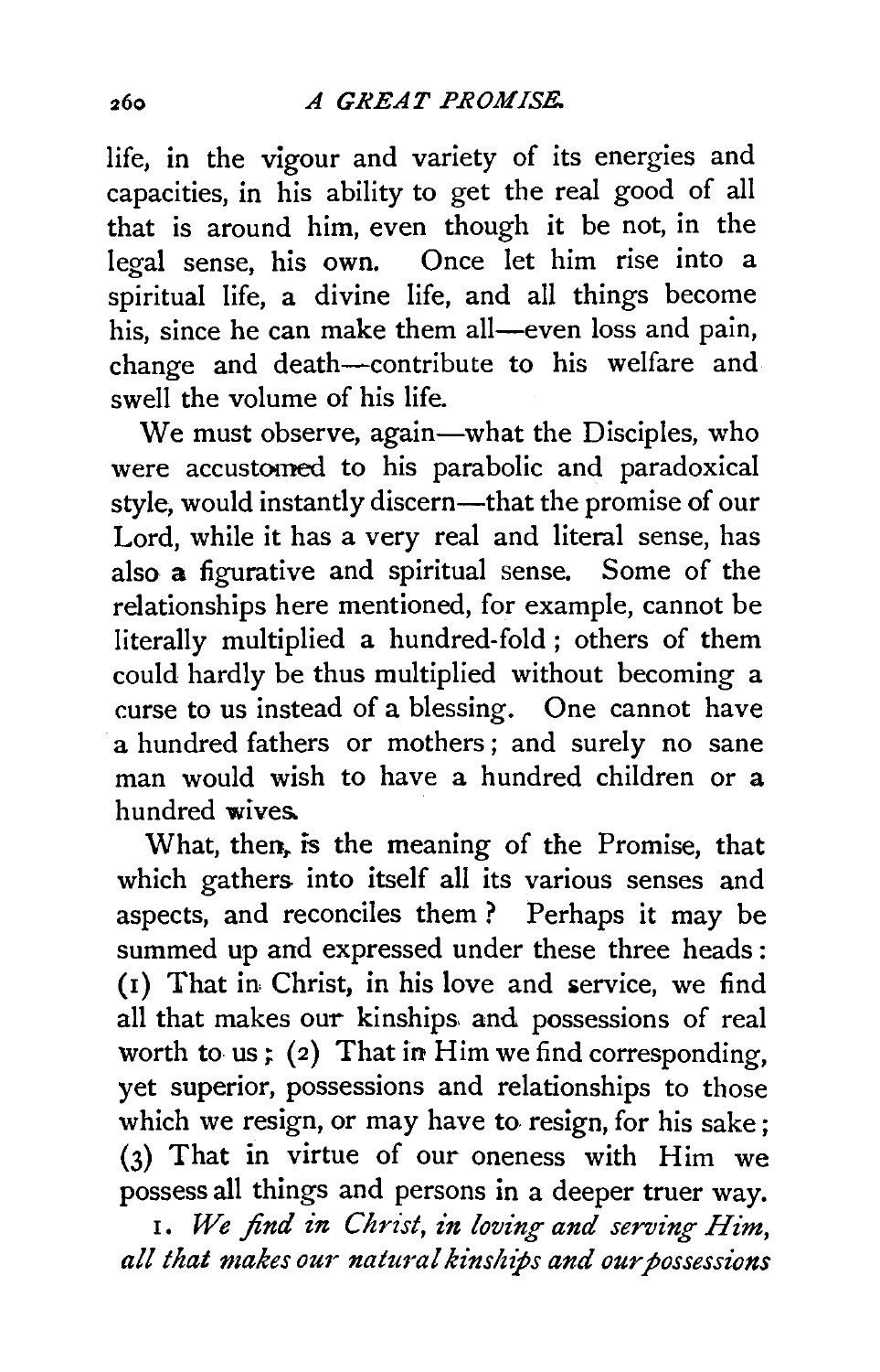life, in the vigour and variety of its energies and capacities, in his ability to get the real good of all that is around him, even though it be not, in the legal sense, his own. Once let him rise into a spiritual life, a divine life, and all things become his, since he can make them all—even loss and pain, change and death—contribute to his welfare and swell the volume of his life.

We must observe, again—what the Disciples, who were accustomed to his parabolic and paradoxical style, would instantly discern—that the promise of our Lord, while it has a very real and literal sense, has also a figurative and spiritual sense. Some of the relationships here mentioned, for example, cannot be literally multiplied a hundred-fold; others of them could hardly be thus multiplied without becoming a curse to us instead of a blessing. One cannot have a hundred fathers or mothers; and surely no sane man would wish to have a hundred children or a hundred wives.

What, then, is the meaning of the Promise, that which gathers into itself all its various senses and aspects, and reconciles them? Perhaps it may be summed up and expressed under these three heads: (1) That in Christ, in his love and service, we find all that makes our kinships and possessions of real worth to us; (2) That in Him we find corresponding, yet superior, possessions and relationships to those which we resign, or may have to resign, for his sake; (3) That in virtue of our oneness with Him we possess all things and persons in a deeper truer way.

1. *We find in Christ, in loving and serving Him, all that makes our natural kinships and our possessions*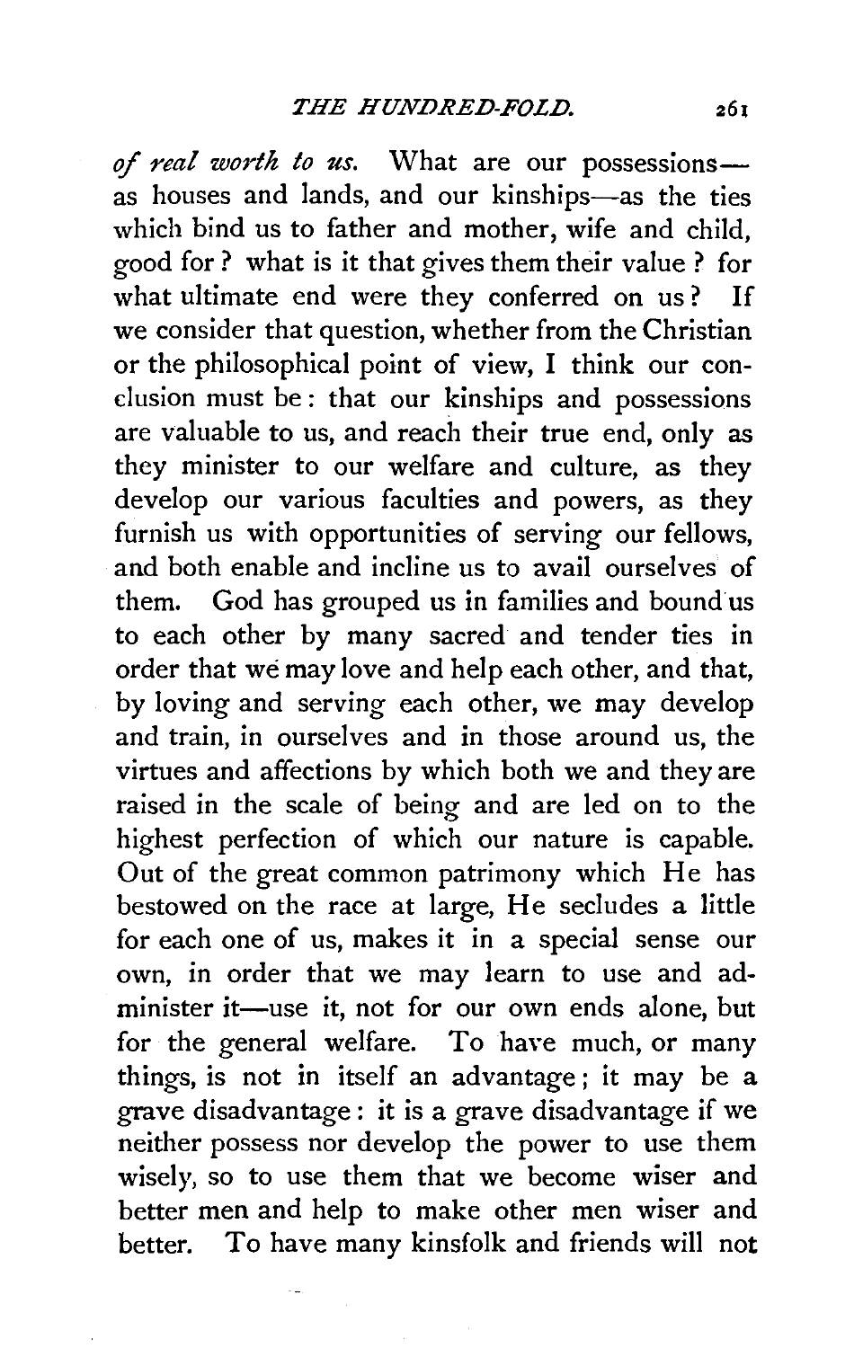*of real worth to us.* What are our possessions—as houses and lands, and our kinships—as the ties which bind us to father and mother, wife and child, good for? what is it that gives them their value? for what ultimate end were they conferred on us? If we consider that question, whether from the Christian or the philosophical point of view, I think our conclusion must be: that our kinships and possessions are valuable to us, and reach their true end, only as they minister to our welfare and culture, as they develop our various faculties and powers, as they furnish us with opportunities of serving our fellows, and both enable and incline us to avail ourselves of them. God has grouped us in families and bound us to each other by many sacred and tender ties in order that we may love and help each other, and that, by loving and serving each other, we may develop and train, in ourselves and in those around us, the virtues and affections by which both we and they are raised in the scale of being and are led on to the highest perfection of which our nature is capable. Out of the great common patrimony which He has bestowed on the race at large, He secludes a little for each one of us, makes it in a special sense our own, in order that we may learn to use and administer it—use it, not for our own ends alone, but for the general welfare. To have much, or many things, is not in itself an advantage; it may be a grave disadvantage: it is a grave disadvantage if we neither possess nor develop the power to use them wisely, so to use them that we become wiser and better men and help to make other men wiser and better. To have many kinsfolk and friends will not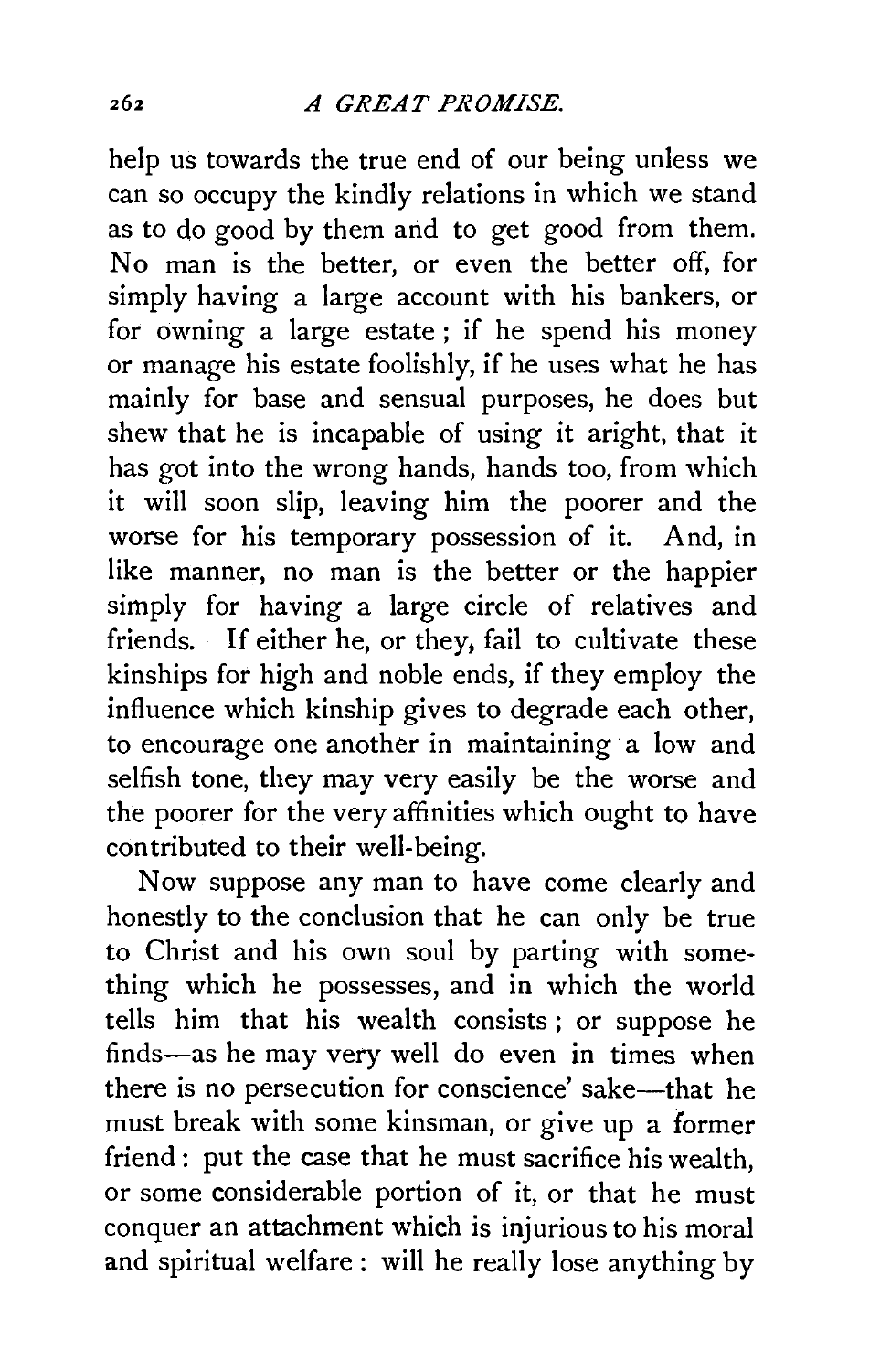help us towards the true end of our being unless we can so occupy the kindly relations in which we stand as to do good by them and to get good from them. No man is the better, or even the better off, for simply having a large account with his bankers, or for owning a large estate; if he spend his money or manage his estate foolishly, if he uses what he has mainly for base and sensual purposes, he does but shew that he is incapable of using it aright, that it has got into the wrong hands, hands too, from which it will soon slip, leaving him the poorer and the worse for his temporary possession of it. And, in like manner, no man is the better or the happier simply for having a large circle of relatives and friends. If either he, or they, fail to cultivate these kinships for high and noble ends, if they employ the influence which kinship gives to degrade each other, to encourage one another in maintaining a low and selfish tone, they may very easily be the worse and the poorer for the very affinities which ought to have contributed to their well-being.

Now suppose any man to have come clearly and honestly to the conclusion that he can only be true to Christ and his own soul by parting with something which he possesses, and in which the world tells him that his wealth consists; or suppose he finds—as he may very well do even in times when there is no persecution for conscience' sake—that he must break with some kinsman, or give up a former friend: put the case that he must sacrifice his wealth, or some considerable portion of it, or that he must conquer an attachment which is injurious to his moral and spiritual welfare: will he really lose anything by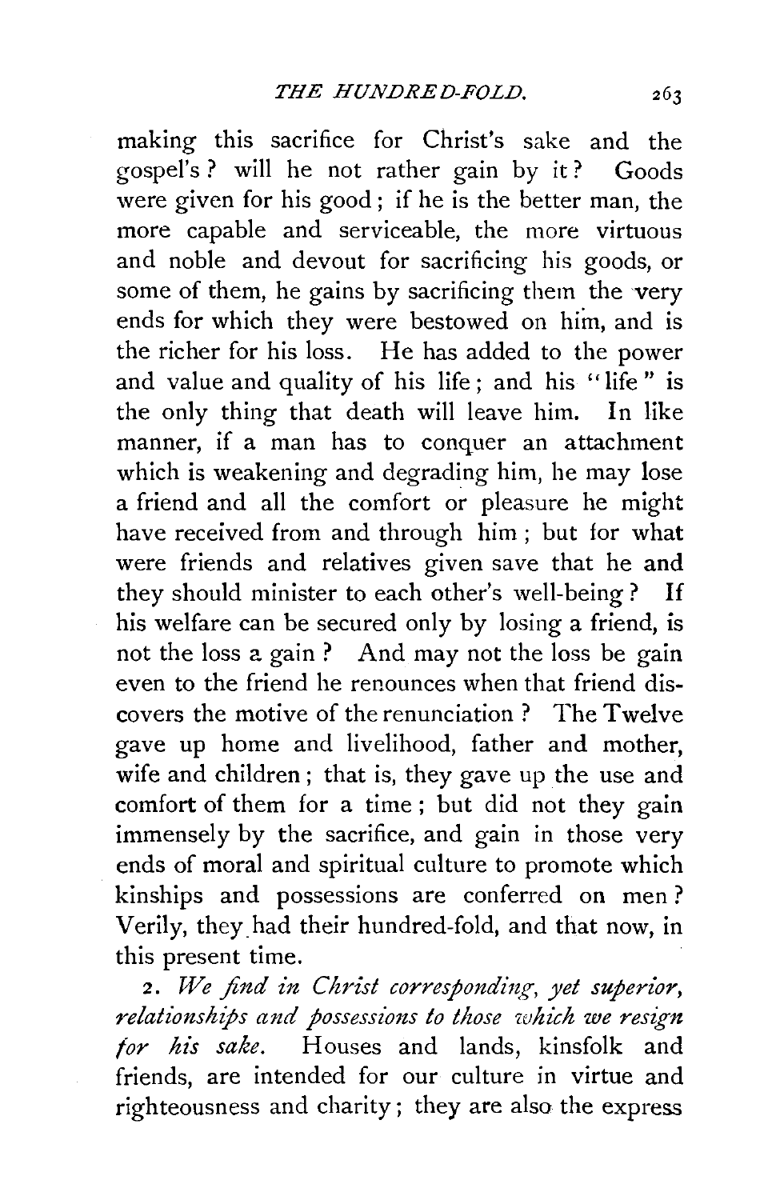making this sacrifice for Christ's sake and the gospel's? will he not rather gain by it? Goods were given for his good; if he is the better man, the more capable and serviceable, the more virtuous and noble and devout for sacrificing his goods, or some of them, he gains by sacrificing them the very ends for which they were bestowed on him, and is the richer for his loss. He has added to the power and value and quality of his life; and his "life" is the only thing that death will leave him. In like manner, if a man has to conquer an attachment which is weakening and degrading him, he may lose a friend and all the comfort or pleasure he might have received from and through him; but for what were friends and relatives given save that he and they should minister to each other's well-being? If his welfare can be secured only by losing a friend, is not the loss a gain? And may not the loss be gain even to the friend he renounces when that friend discovers the motive of the renunciation? The Twelve gave up home and livelihood, father and mother, wife and children; that is, they gave up the use and comfort of them for a time; but did not they gain immensely by the sacrifice, and gain in those very ends of moral and spiritual culture to promote which kinships and possessions are conferred on men? Verily, they had their hundred-fold, and that now, in this present time.

2. *We find in Christ corresponding, yet superior, relationships and possessions to those which we resign for his sake.* Houses and lands, kinsfolk and friends, are intended for our culture in virtue and righteousness and charity; they are also the express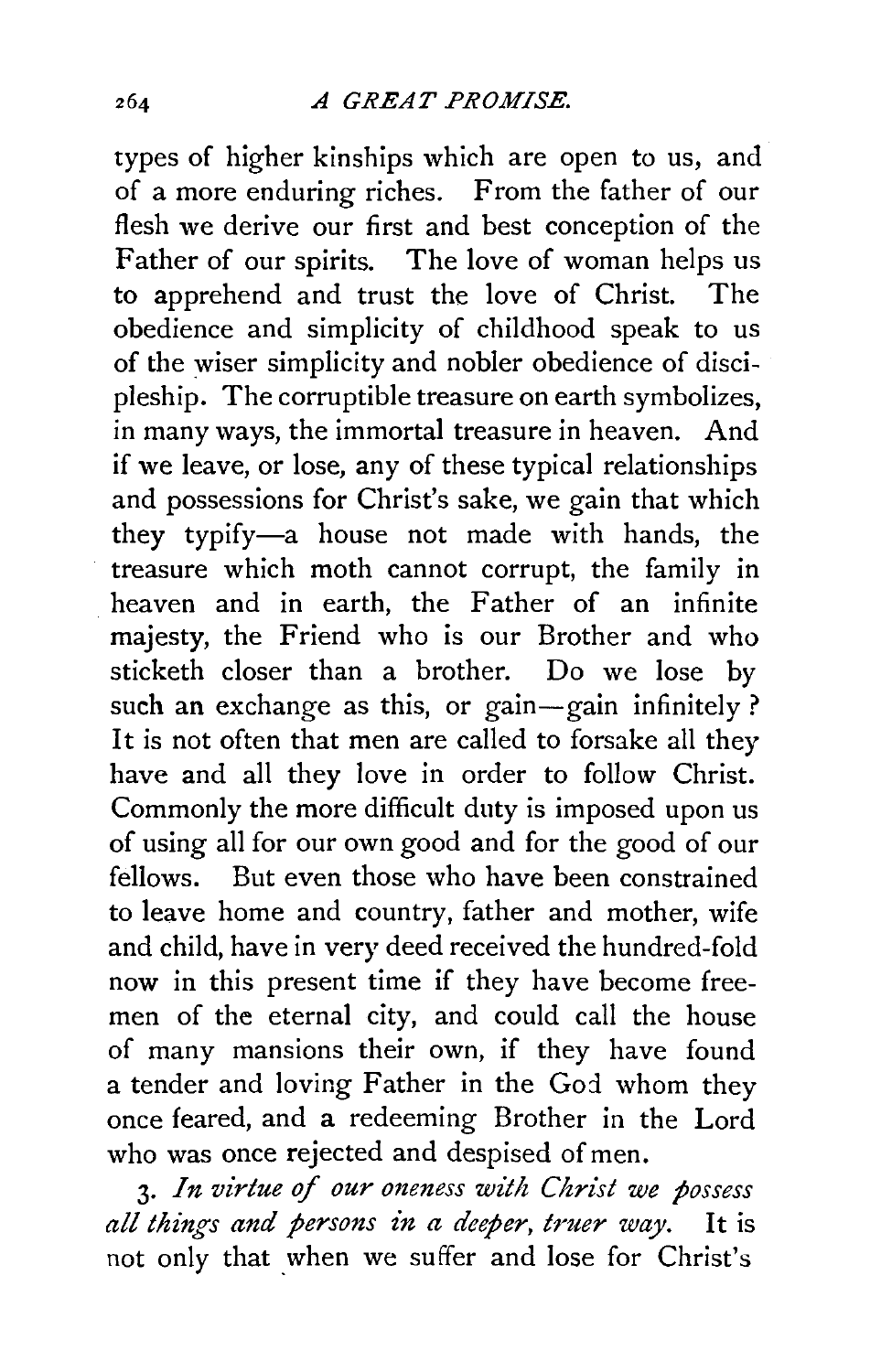types of higher kinships which are open to us, and of a more enduring riches. From the father of our flesh we derive our first and best conception of the Father of our spirits. The love of woman helps us to apprehend and trust the love of Christ. The obedience and simplicity of childhood speak to us of the wiser simplicity and nobler obedience of discipleship. The corruptible treasure on earth symbolizes, in many ways, the immortal treasure in heaven. And if we leave, or lose, any of these typical relationships and possessions for Christ's sake, we gain that which they typify—a house not made with hands, the treasure which moth cannot corrupt, the family in heaven and in earth, the Father of an infinite majesty, the Friend who is our Brother and who sticketh closer than a brother. Do we lose by such an exchange as this, or gain—gain infinitely? It is not often that men are called to forsake all they have and all they love in order to follow Christ. Commonly the more difficult duty is imposed upon us of using all for our own good and for the good of our fellows. But even those who have been constrained to leave home and country, father and mother, wife and child, have in very deed received the hundred-fold now in this present time if they have become freemen of the eternal city, and could call the house of many mansions their own, if they have found a tender and loving Father in the God whom they once feared, and a redeeming Brother in the Lord who was once rejected and despised of men.

3. *In virtue of our oneness with Christ we possess all things and persons in a deeper, truer way.* It is not only that when we suffer and lose for Christ's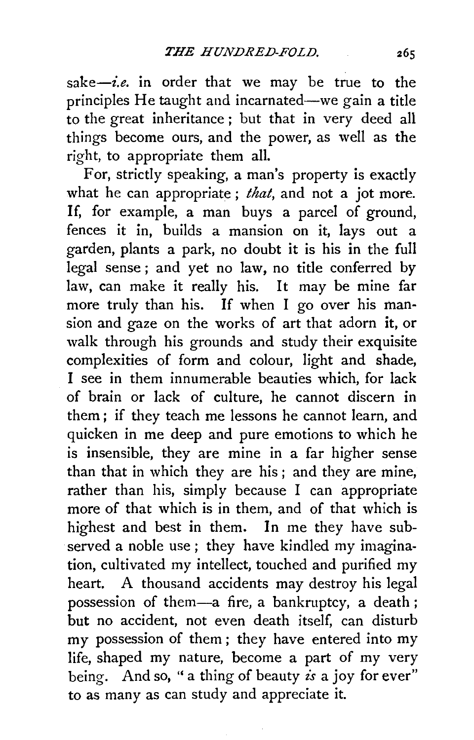sake—*i.e.* in order that we may be true to the principles He taught and incarnated—we gain a title to the great inheritance; but that in very deed all things become ours, and the power, as well as the right, to appropriate them all.

For, strictly speaking, a man's property is exactly what he can appropriate; *that*, and not a jot more. If, for example, a man buys a parcel of ground, fences it in, builds a mansion on it, lays out a garden, plants a park, no doubt it is his in the full legal sense; and yet no law, no title conferred by law, can make it really his. It may be mine far more truly than his. If when I go over his mansion and gaze on the works of art that adorn it, or walk through his grounds and study their exquisite complexities of form and colour, light and shade, I see in them innumerable beauties which, for lack of brain or lack of culture, he cannot discern in them; if they teach me lessons he cannot learn, and quicken in me deep and pure emotions to which he is insensible, they are mine in a far higher sense than that in which they are his; and they are mine, rather than his, simply because I can appropriate more of that which is in them, and of that which is highest and best in them. In me they have subserved a noble use; they have kindled my imagination, cultivated my intellect, touched and purified my heart. A thousand accidents may destroy his legal possession of them—a fire, a bankruptcy, a death; but no accident, not even death itself, can disturb my possession of them; they have entered into my life, shaped my nature, become a part of my very being. And so, "a thing of beauty *is* a joy for ever" to as many as can study and appreciate it.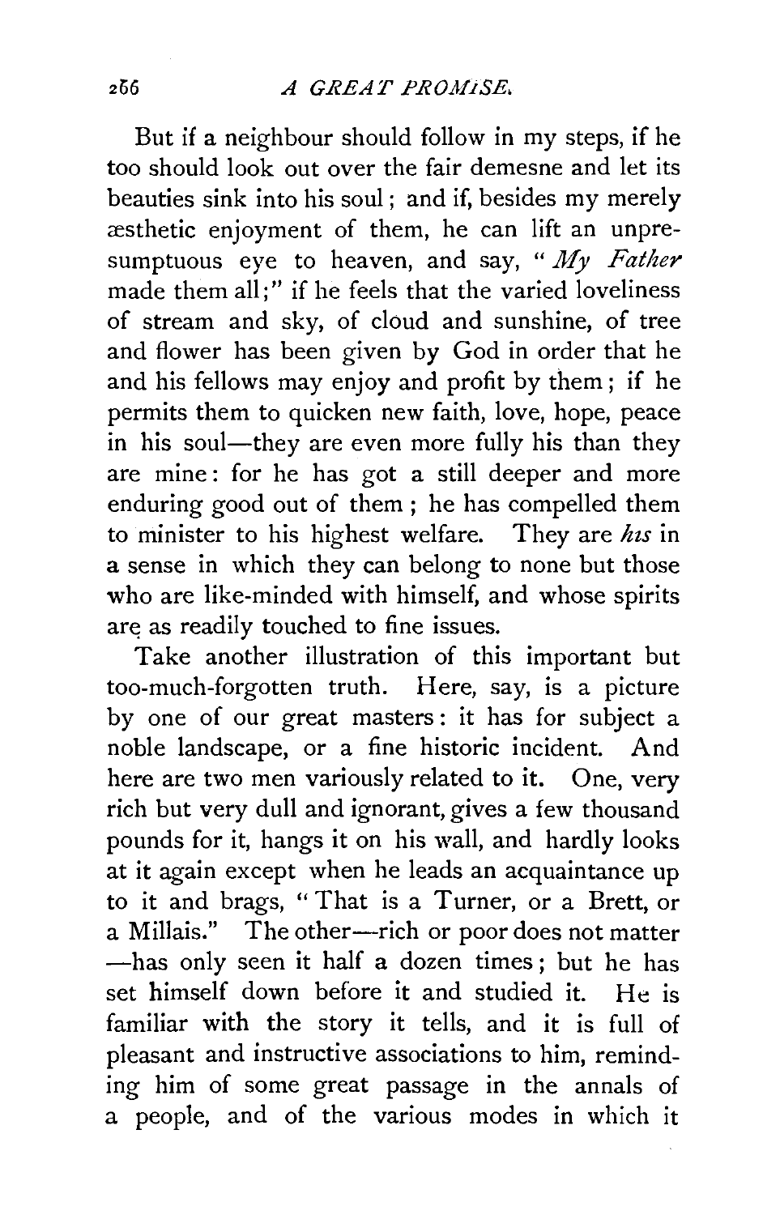But if a neighbour should follow in my steps, if he too should look out over the fair demesne and let its beauties sink into his soul; and if, besides my merely æsthetic enjoyment of them, he can lift an unpresumptuous eye to heaven, and say, "*My Father* made them all;" if he feels that the varied loveliness of stream and sky, of cloud and sunshine, of tree and flower has been given by God in order that he and his fellows may enjoy and profit by them; if he permits them to quicken new faith, love, hope, peace in his soul—they are even more fully his than they are mine: for he has got a still deeper and more enduring good out of them; he has compelled them to minister to his highest welfare. They are *his* in a sense in which they can belong to none but those who are like-minded with himself, and whose spirits are as readily touched to fine issues.

Take another illustration of this important but too-much-forgotten truth. Here, say, is a picture by one of our great masters: it has for subject a noble landscape, or a fine historic incident. And here are two men variously related to it. One, very rich but very dull and ignorant, gives a few thousand pounds for it, hangs it on his wall, and hardly looks at it again except when he leads an acquaintance up to it and brags, "That is a Turner, or a Brett, or a Millais." The other—rich or poor does not matter—has only seen it half a dozen times; but he has set himself down before it and studied it. He is familiar with the story it tells, and it is full of pleasant and instructive associations to him, reminding him of some great passage in the annals of a people, and of the various modes in which it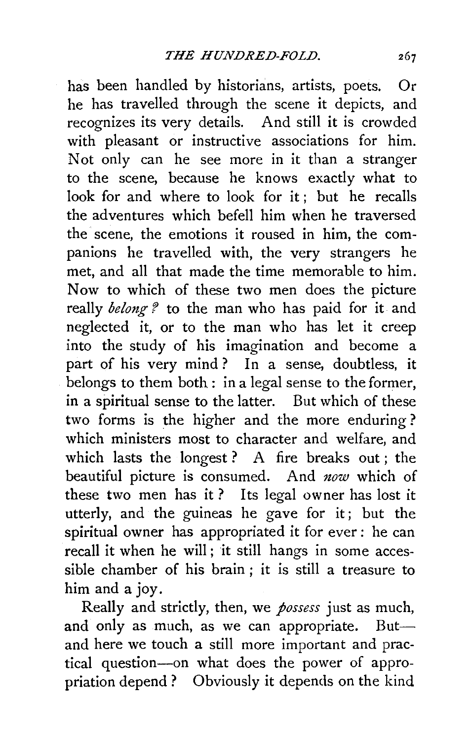has been handled by historians, artists, poets. Or he has travelled through the scene it depicts, and recognizes its very details. And still it is crowded with pleasant or instructive associations for him. Not only can he see more in it than a stranger to the scene, because he knows exactly what to look for and where to look for it; but he recalls the adventures which befell him when he traversed the scene, the emotions it roused in him, the companions he travelled with, the very strangers he met, and all that made the time memorable to him. Now to which of these two men does the picture really *belong?* to the man who has paid for it and neglected it, or to the man who has let it creep into the study of his imagination and become a part of his very mind? In a sense, doubtless, it belongs to them both: in a legal sense to the former, in a spiritual sense to the latter. But which of these two forms is the higher and the more enduring? which ministers most to character and welfare, and which lasts the longest? A fire breaks out; the beautiful picture is consumed. And *now* which of these two men has it? Its legal owner has lost it utterly, and the guineas he gave for it; but the spiritual owner has appropriated it for ever: he can recall it when he will; it still hangs in some accessible chamber of his brain; it is still a treasure to him and a joy.

Really and strictly, then, we *possess* just as much, and only as much, as we can appropriate. But—and here we touch a still more important and practical question—on what does the power of appropriation depend? Obviously it depends on the kind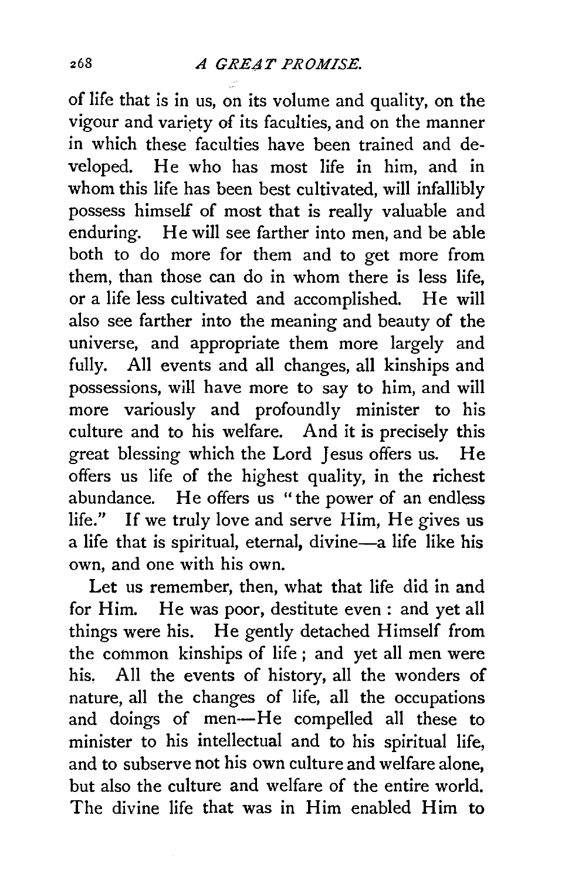of life that is in us, on its volume and quality, on the vigour and variety of its faculties, and on the manner in which these faculties have been trained and developed. He who has most life in him, and in whom this life has been best cultivated, will infallibly possess himself of most that is really valuable and enduring. He will see farther into men, and be able both to do more for them and to get more from them, than those can do in whom there is less life, or a life less cultivated and accomplished. He will also see farther into the meaning and beauty of the universe, and appropriate them more largely and fully. All events and all changes, all kinships and possessions, will have more to say to him, and will more variously and profoundly minister to his culture and to his welfare. And it is precisely this great blessing which the Lord Jesus offers us. He offers us life of the highest quality, in the richest abundance. He offers us "the power of an endless life." If we truly love and serve Him, He gives us a life that is spiritual, eternal, divine—a life like his own, and one with his own.

Let us remember, then, what that life did in and for Him. He was poor, destitute even : and yet all things were his. He gently detached Himself from the common kinships of life ; and yet all men were his. All the events of history, all the wonders of nature, all the changes of life, all the occupations and doings of men—He compelled all these to minister to his intellectual and to his spiritual life, and to subserve not his own culture and welfare alone, but also the culture and welfare of the entire world. The divine life that was in Him enabled Him to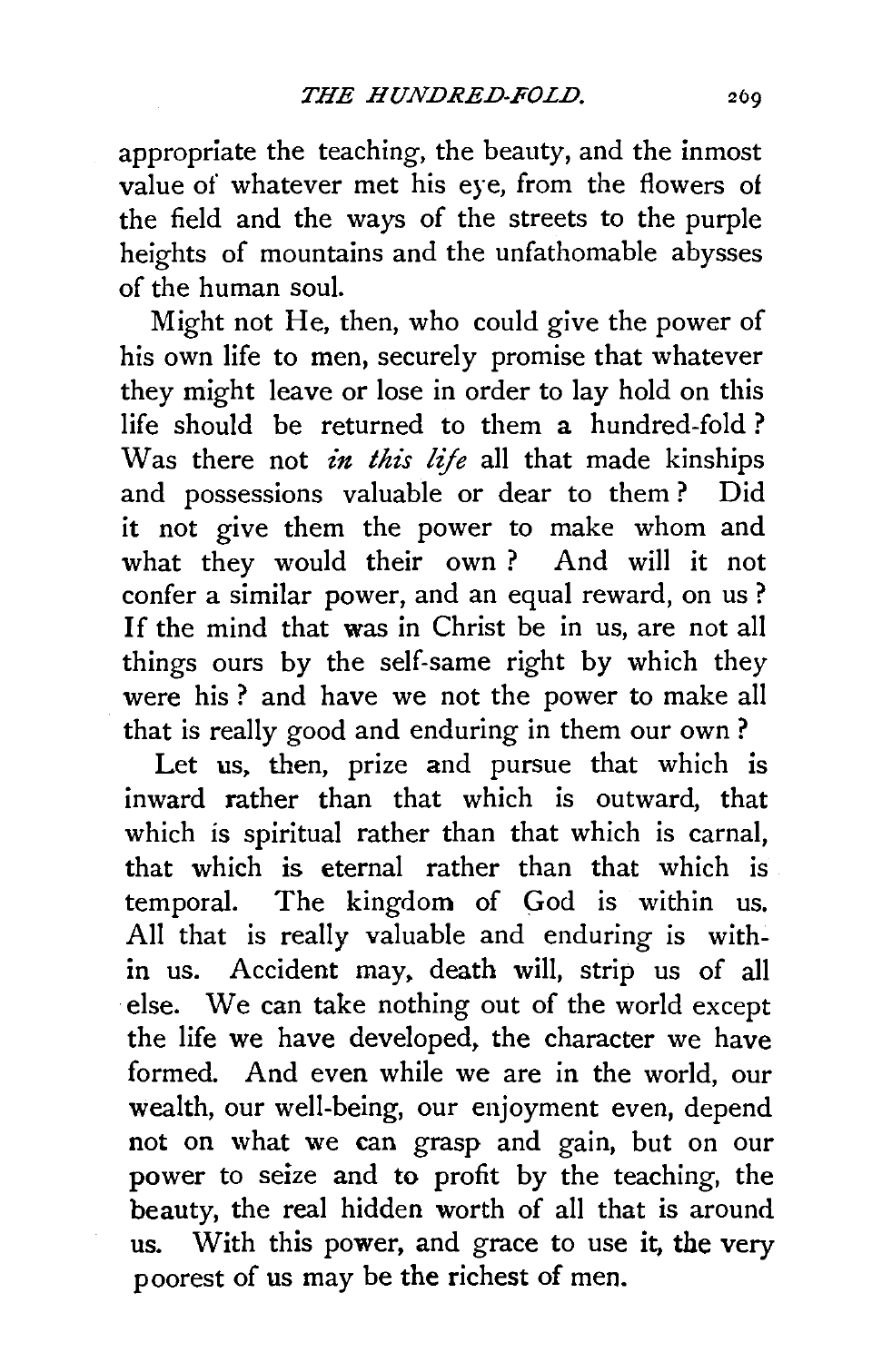appropriate the teaching, the beauty, and the inmost value of whatever met his eye, from the flowers of the field and the ways of the streets to the purple heights of mountains and the unfathomable abysses of the human soul.

Might not He, then, who could give the power of his own life to men, securely promise that whatever they might leave or lose in order to lay hold on this life should be returned to them a hundred-fold? Was there not *in this life* all that made kinships and possessions valuable or dear to them? Did it not give them the power to make whom and what they would their own? And will it not confer a similar power, and an equal reward, on us? If the mind that was in Christ be in us, are not all things ours by the self-same right by which they were his? and have we not the power to make all that is really good and enduring in them our own?

Let us, then, prize and pursue that which is inward rather than that which is outward, that which is spiritual rather than that which is carnal, that which is eternal rather than that which is temporal. The kingdom of God is within us. All that is really valuable and enduring is within us. Accident may, death will, strip us of all else. We can take nothing out of the world except the life we have developed, the character we have formed. And even while we are in the world, our wealth, our well-being, our enjoyment even, depend not on what we can grasp and gain, but on our power to seize and to profit by the teaching, the beauty, the real hidden worth of all that is around us. With this power, and grace to use it, the very poorest of us may be the richest of men.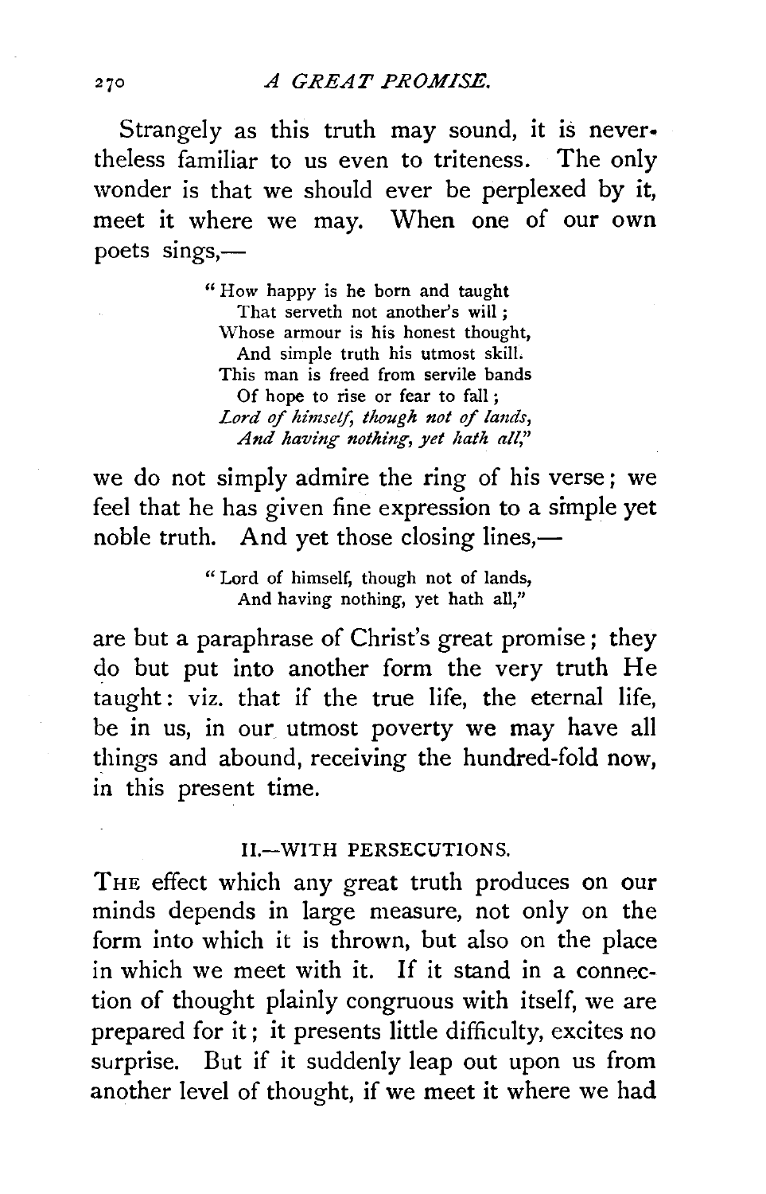Strangely as this truth may sound, it is nevertheless familiar to us even to triteness. The only wonder is that we should ever be perplexed by it, meet it where we may. When one of our own poets sings,—

> "How happy is he born and taught
>   That serveth not another's will;
> Whose armour is his honest thought,
>   And simple truth his utmost skill.
> This man is freed from servile bands
>   Of hope to rise or fear to fall;
> *Lord of himself, though not of lands,*
>   *And having nothing, yet hath all,*"

we do not simply admire the ring of his verse; we feel that he has given fine expression to a simple yet noble truth. And yet those closing lines,—

> "Lord of himself, though not of lands,
>   And having nothing, yet hath all,"

are but a paraphrase of Christ's great promise; they do but put into another form the very truth He taught: viz. that if the true life, the eternal life, be in us, in our utmost poverty we may have all things and abound, receiving the hundred-fold now, in this present time.

## II.—WITH PERSECUTIONS.

THE effect which any great truth produces on our minds depends in large measure, not only on the form into which it is thrown, but also on the place in which we meet with it. If it stand in a connection of thought plainly congruous with itself, we are prepared for it; it presents little difficulty, excites no surprise. But if it suddenly leap out upon us from another level of thought, if we meet it where we had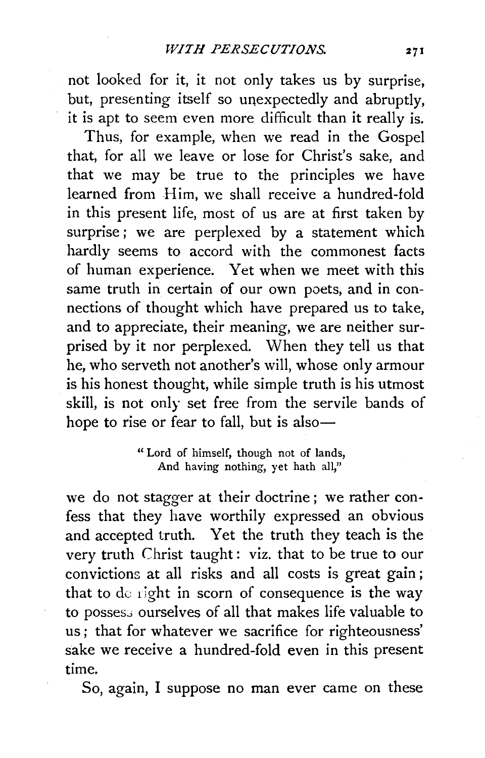not looked for it, it not only takes us by surprise, but, presenting itself so unexpectedly and abruptly, it is apt to seem even more difficult than it really is.

Thus, for example, when we read in the Gospel that, for all we leave or lose for Christ's sake, and that we may be true to the principles we have learned from Him, we shall receive a hundred-fold in this present life, most of us are at first taken by surprise; we are perplexed by a statement which hardly seems to accord with the commonest facts of human experience. Yet when we meet with this same truth in certain of our own poets, and in connections of thought which have prepared us to take, and to appreciate, their meaning, we are neither surprised by it nor perplexed. When they tell us that he, who serveth not another's will, whose only armour is his honest thought, while simple truth is his utmost skill, is not only set free from the servile bands of hope to rise or fear to fall, but is also—

> "Lord of himself, though not of lands,
> And having nothing, yet hath all,"

we do not stagger at their doctrine; we rather confess that they have worthily expressed an obvious and accepted truth. Yet the truth they teach is the very truth Christ taught: viz. that to be true to our convictions at all risks and all costs is great gain; that to do right in scorn of consequence is the way to possess ourselves of all that makes life valuable to us; that for whatever we sacrifice for righteousness' sake we receive a hundred-fold even in this present time.

So, again, I suppose no man ever came on these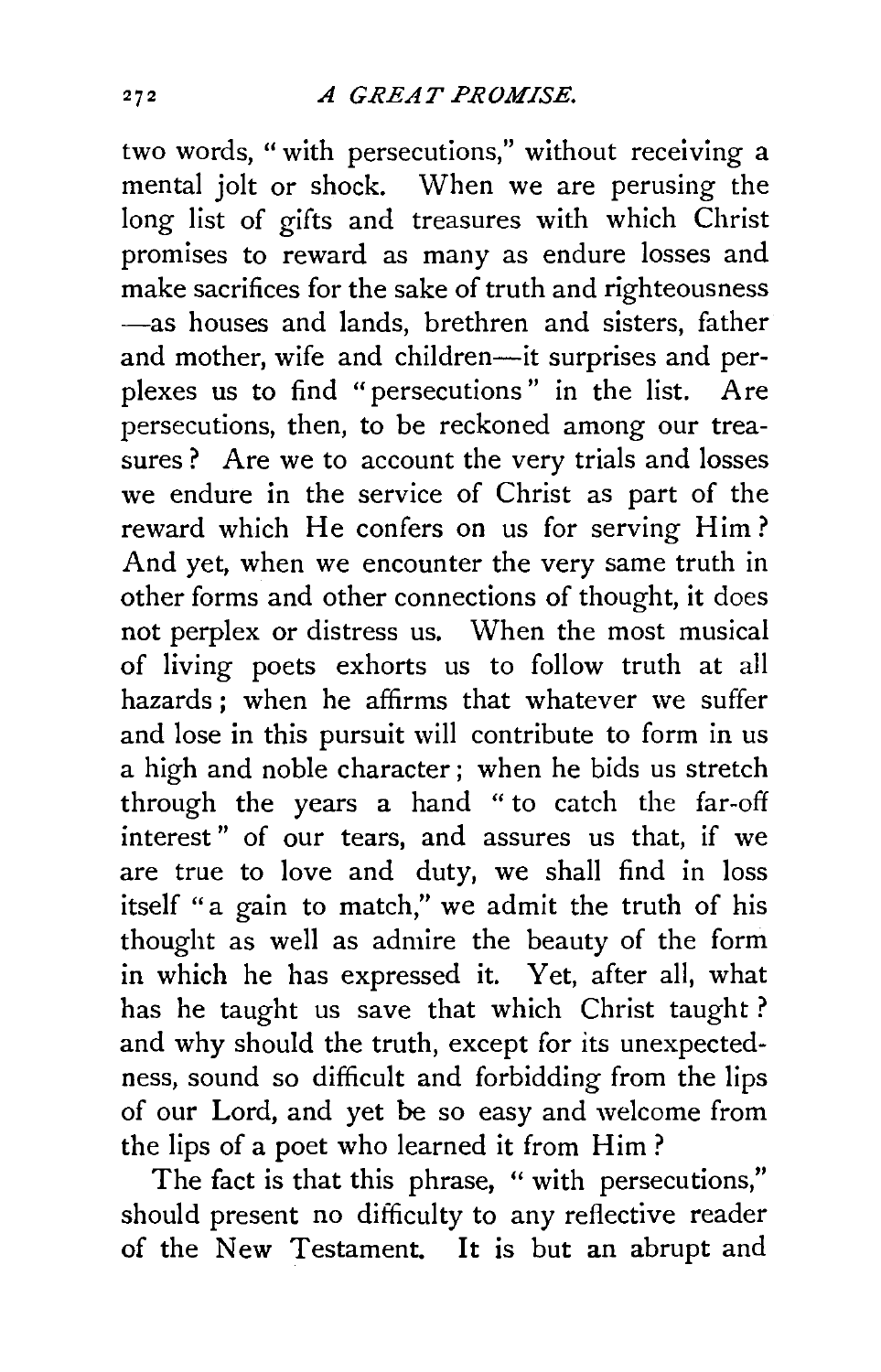two words, "with persecutions," without receiving a mental jolt or shock. When we are perusing the long list of gifts and treasures with which Christ promises to reward as many as endure losses and make sacrifices for the sake of truth and righteousness —as houses and lands, brethren and sisters, father and mother, wife and children—it surprises and perplexes us to find "persecutions" in the list. Are persecutions, then, to be reckoned among our treasures? Are we to account the very trials and losses we endure in the service of Christ as part of the reward which He confers on us for serving Him? And yet, when we encounter the very same truth in other forms and other connections of thought, it does not perplex or distress us. When the most musical of living poets exhorts us to follow truth at all hazards; when he affirms that whatever we suffer and lose in this pursuit will contribute to form in us a high and noble character; when he bids us stretch through the years a hand "to catch the far-off interest" of our tears, and assures us that, if we are true to love and duty, we shall find in loss itself "a gain to match," we admit the truth of his thought as well as admire the beauty of the form in which he has expressed it. Yet, after all, what has he taught us save that which Christ taught? and why should the truth, except for its unexpectedness, sound so difficult and forbidding from the lips of our Lord, and yet be so easy and welcome from the lips of a poet who learned it from Him?

The fact is that this phrase, "with persecutions," should present no difficulty to any reflective reader of the New Testament. It is but an abrupt and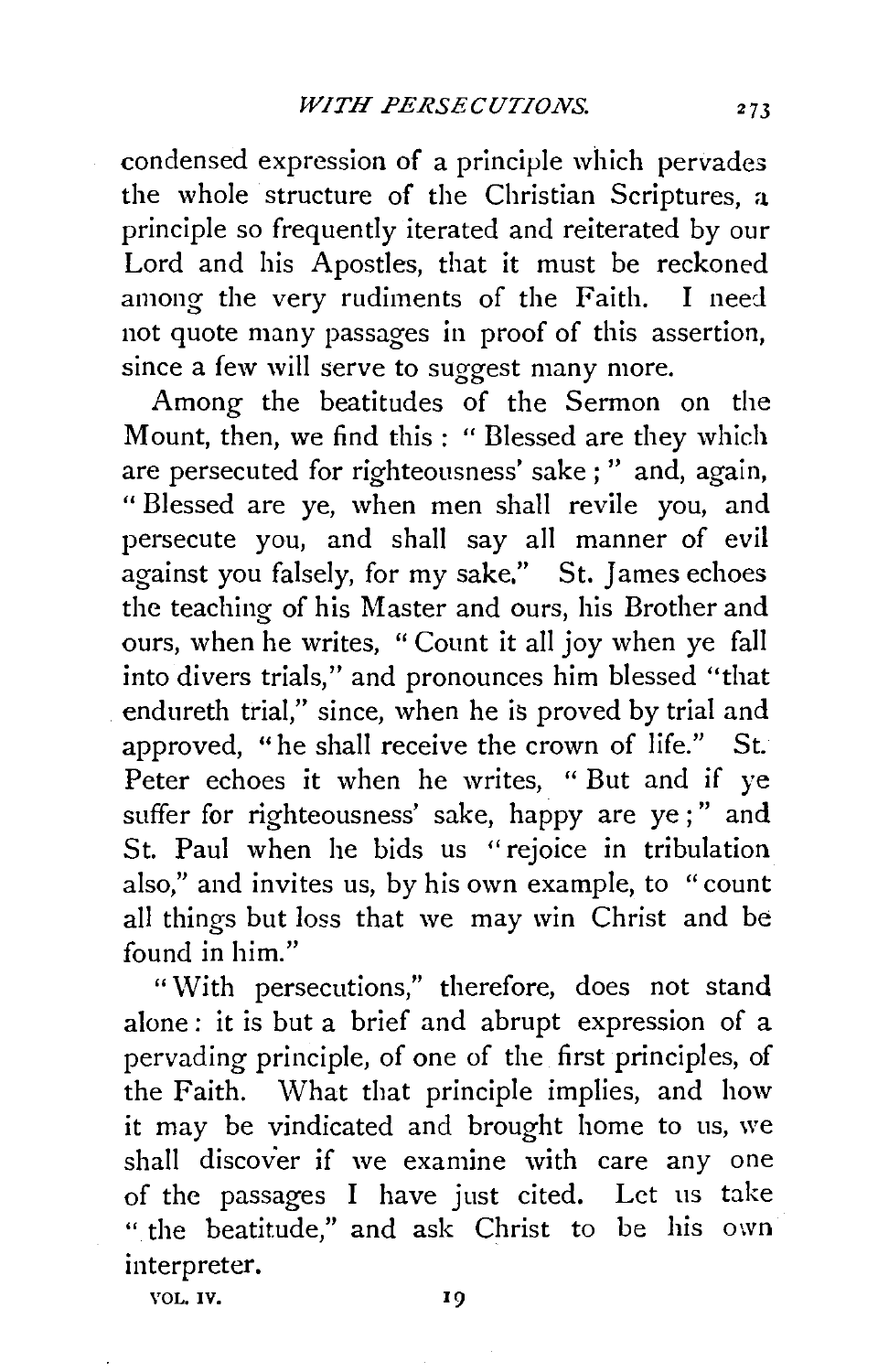condensed expression of a principle which pervades the whole structure of the Christian Scriptures, a principle so frequently iterated and reiterated by our Lord and his Apostles, that it must be reckoned among the very rudiments of the Faith. I need not quote many passages in proof of this assertion, since a few will serve to suggest many more.

Among the beatitudes of the Sermon on the Mount, then, we find this: "Blessed are they which are persecuted for righteousness' sake;" and, again, "Blessed are ye, when men shall revile you, and persecute you, and shall say all manner of evil against you falsely, for my sake." St. James echoes the teaching of his Master and ours, his Brother and ours, when he writes, "Count it all joy when ye fall into divers trials," and pronounces him blessed "that endureth trial," since, when he is proved by trial and approved, "he shall receive the crown of life." St. Peter echoes it when he writes, "But and if ye suffer for righteousness' sake, happy are ye;" and St. Paul when he bids us "rejoice in tribulation also," and invites us, by his own example, to "count all things but loss that we may win Christ and be found in him."

"With persecutions," therefore, does not stand alone: it is but a brief and abrupt expression of a pervading principle, of one of the first principles, of the Faith. What that principle implies, and how it may be vindicated and brought home to us, we shall discover if we examine with care any one of the passages I have just cited. Let us take "the beatitude," and ask Christ to be his own interpreter.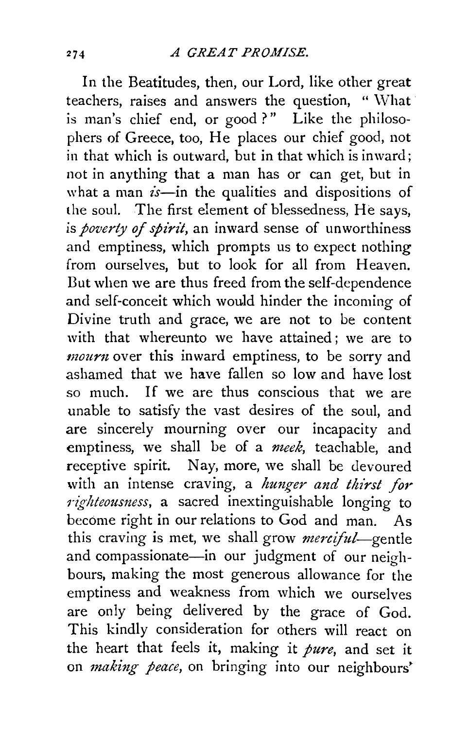In the Beatitudes, then, our Lord, like other great teachers, raises and answers the question, "What is man's chief end, or good?" Like the philosophers of Greece, too, He places our chief good, not in that which is outward, but in that which is inward; not in anything that a man has or can get, but in what a man *is*—in the qualities and dispositions of the soul. The first element of blessedness, He says, is *poverty of spirit*, an inward sense of unworthiness and emptiness, which prompts us to expect nothing from ourselves, but to look for all from Heaven. But when we are thus freed from the self-dependence and self-conceit which would hinder the incoming of Divine truth and grace, we are not to be content with that whereunto we have attained; we are to *mourn* over this inward emptiness, to be sorry and ashamed that we have fallen so low and have lost so much. If we are thus conscious that we are unable to satisfy the vast desires of the soul, and are sincerely mourning over our incapacity and emptiness, we shall be of a *meek*, teachable, and receptive spirit. Nay, more, we shall be devoured with an intense craving, a *hunger and thirst for righteousness*, a sacred inextinguishable longing to become right in our relations to God and man. As this craving is met, we shall grow *merciful*—gentle and compassionate—in our judgment of our neighbours, making the most generous allowance for the emptiness and weakness from which we ourselves are only being delivered by the grace of God. This kindly consideration for others will react on the heart that feels it, making it *pure*, and set it on *making peace*, on bringing into our neighbours'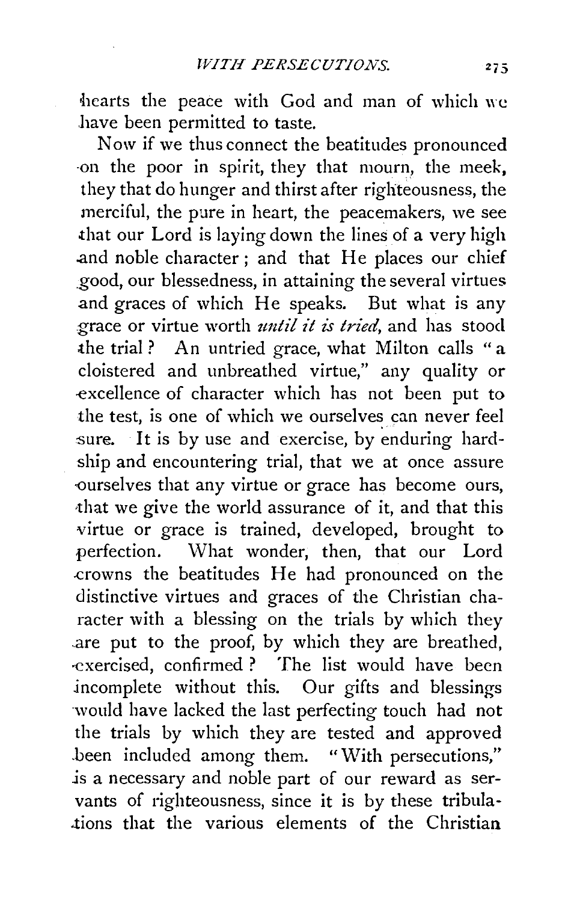hearts the peace with God and man of which we have been permitted to taste.

Now if we thus connect the beatitudes pronounced on the poor in spirit, they that mourn, the meek, they that do hunger and thirst after righteousness, the merciful, the pure in heart, the peacemakers, we see that our Lord is laying down the lines of a very high and noble character; and that He places our chief good, our blessedness, in attaining the several virtues and graces of which He speaks. But what is any grace or virtue worth *until it is tried*, and has stood the trial? An untried grace, what Milton calls "a cloistered and unbreathed virtue," any quality or excellence of character which has not been put to the test, is one of which we ourselves can never feel sure. It is by use and exercise, by enduring hardship and encountering trial, that we at once assure ourselves that any virtue or grace has become ours, that we give the world assurance of it, and that this virtue or grace is trained, developed, brought to perfection. What wonder, then, that our Lord crowns the beatitudes He had pronounced on the distinctive virtues and graces of the Christian character with a blessing on the trials by which they are put to the proof, by which they are breathed, exercised, confirmed? The list would have been incomplete without this. Our gifts and blessings would have lacked the last perfecting touch had not the trials by which they are tested and approved been included among them. "With persecutions," is a necessary and noble part of our reward as servants of righteousness, since it is by these tribulations that the various elements of the Christian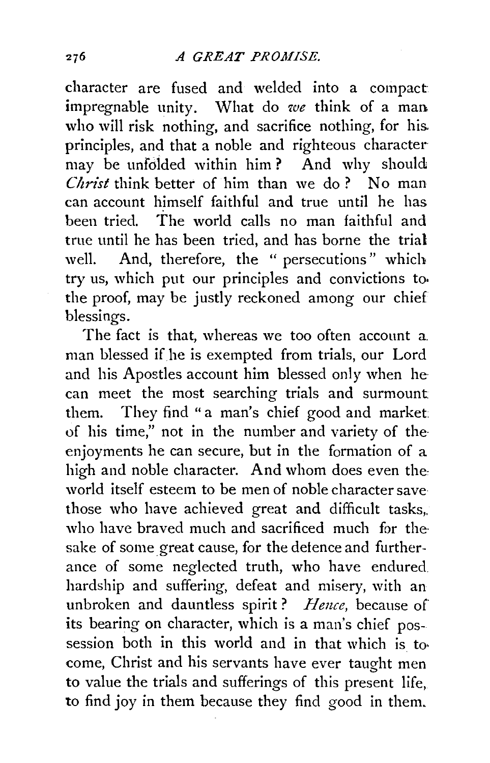character are fused and welded into a compact impregnable unity. What do *we* think of a man who will risk nothing, and sacrifice nothing, for his principles, and that a noble and righteous character may be unfolded within him? And why should *Christ* think better of him than we do? No man can account himself faithful and true until he has been tried. The world calls no man faithful and true until he has been tried, and has borne the trial well. And, therefore, the "persecutions" which try us, which put our principles and convictions to the proof, may be justly reckoned among our chief blessings.

The fact is that, whereas we too often account a man blessed if he is exempted from trials, our Lord and his Apostles account him blessed only when he can meet the most searching trials and surmount them. They find "a man's chief good and market of his time," not in the number and variety of the enjoyments he can secure, but in the formation of a high and noble character. And whom does even the world itself esteem to be men of noble character save those who have achieved great and difficult tasks, who have braved much and sacrificed much for the sake of some great cause, for the defence and furtherance of some neglected truth, who have endured hardship and suffering, defeat and misery, with an unbroken and dauntless spirit? *Hence*, because of its bearing on character, which is a man's chief possession both in this world and in that which is to come, Christ and his servants have ever taught men to value the trials and sufferings of this present life, to find joy in them because they find good in them.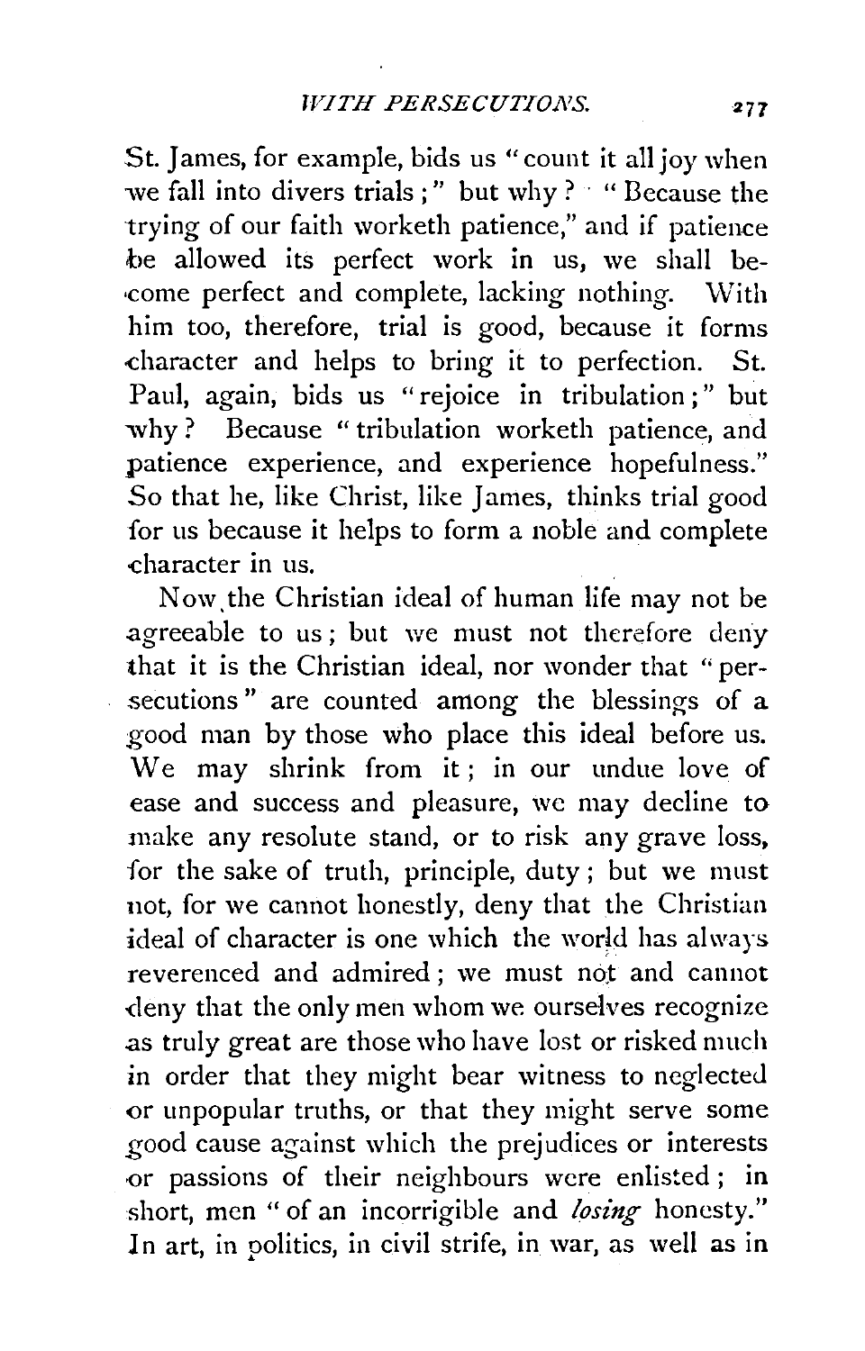St. James, for example, bids us "count it all joy when we fall into divers trials;" but why? "Because the trying of our faith worketh patience," and if patience be allowed its perfect work in us, we shall become perfect and complete, lacking nothing. With him too, therefore, trial is good, because it forms character and helps to bring it to perfection. St. Paul, again, bids us "rejoice in tribulation;" but why? Because "tribulation worketh patience, and patience experience, and experience hopefulness." So that he, like Christ, like James, thinks trial good for us because it helps to form a noble and complete character in us.

Now the Christian ideal of human life may not be agreeable to us; but we must not therefore deny that it is the Christian ideal, nor wonder that "persecutions" are counted among the blessings of a good man by those who place this ideal before us. We may shrink from it; in our undue love of ease and success and pleasure, we may decline to make any resolute stand, or to risk any grave loss, for the sake of truth, principle, duty; but we must not, for we cannot honestly, deny that the Christian ideal of character is one which the world has always reverenced and admired; we must not and cannot deny that the only men whom we ourselves recognize as truly great are those who have lost or risked much in order that they might bear witness to neglected or unpopular truths, or that they might serve some good cause against which the prejudices or interests or passions of their neighbours were enlisted; in short, men "of an incorrigible and *losing* honesty." In art, in politics, in civil strife, in war, as well as in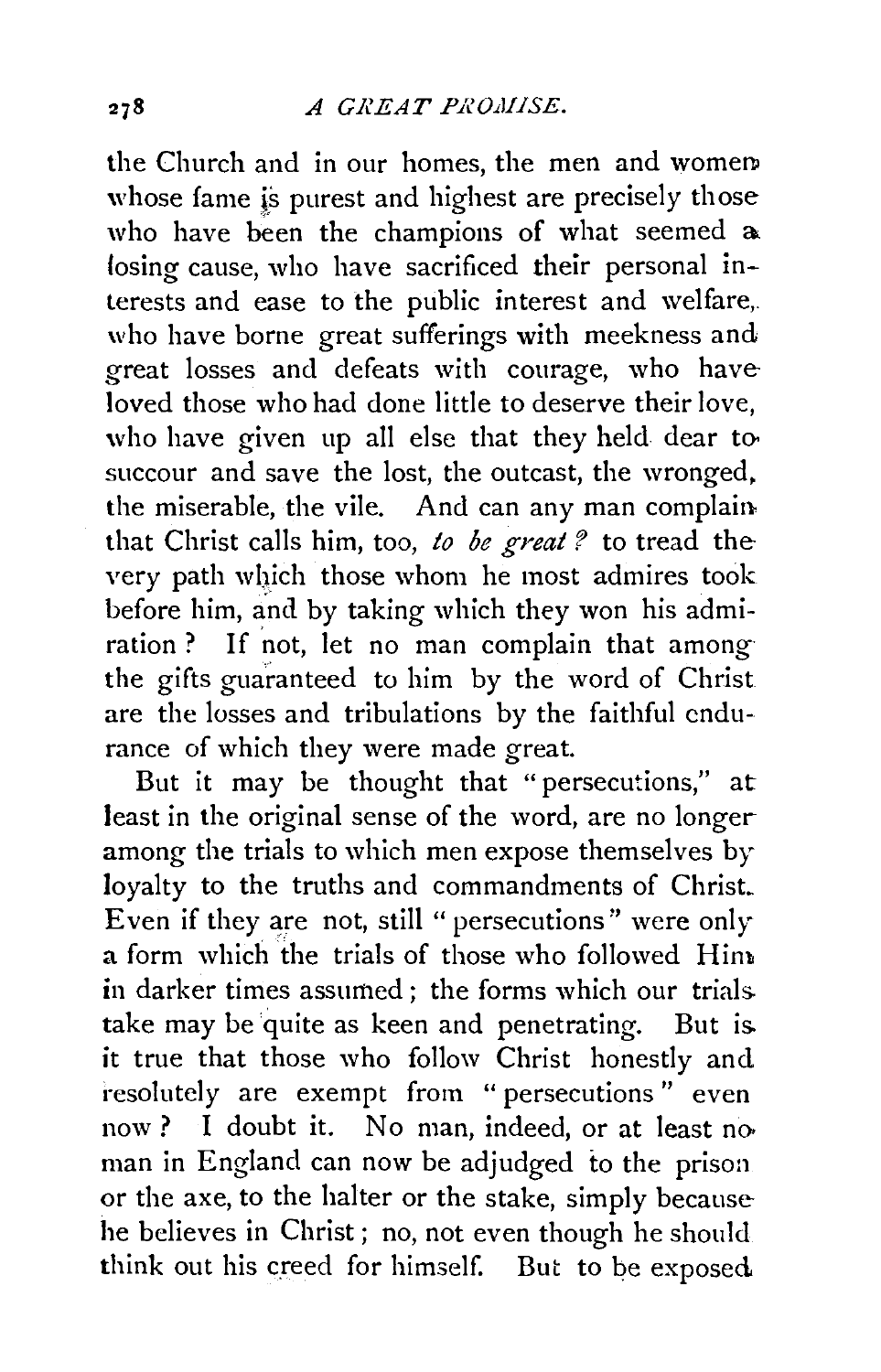the Church and in our homes, the men and women whose fame is purest and highest are precisely those who have been the champions of what seemed a losing cause, who have sacrificed their personal interests and ease to the public interest and welfare, who have borne great sufferings with meekness and great losses and defeats with courage, who have loved those who had done little to deserve their love, who have given up all else that they held dear to succour and save the lost, the outcast, the wronged, the miserable, the vile. And can any man complain that Christ calls him, too, *to be great?* to tread the very path which those whom he most admires took before him, and by taking which they won his admiration? If not, let no man complain that among the gifts guaranteed to him by the word of Christ are the losses and tribulations by the faithful endurance of which they were made great.

But it may be thought that "persecutions," at least in the original sense of the word, are no longer among the trials to which men expose themselves by loyalty to the truths and commandments of Christ. Even if they are not, still "persecutions" were only a form which the trials of those who followed Him in darker times assumed; the forms which our trials take may be quite as keen and penetrating. But is it true that those who follow Christ honestly and resolutely are exempt from "persecutions" even now? I doubt it. No man, indeed, or at least no man in England can now be adjudged to the prison or the axe, to the halter or the stake, simply because he believes in Christ; no, not even though he should think out his creed for himself. But to be exposed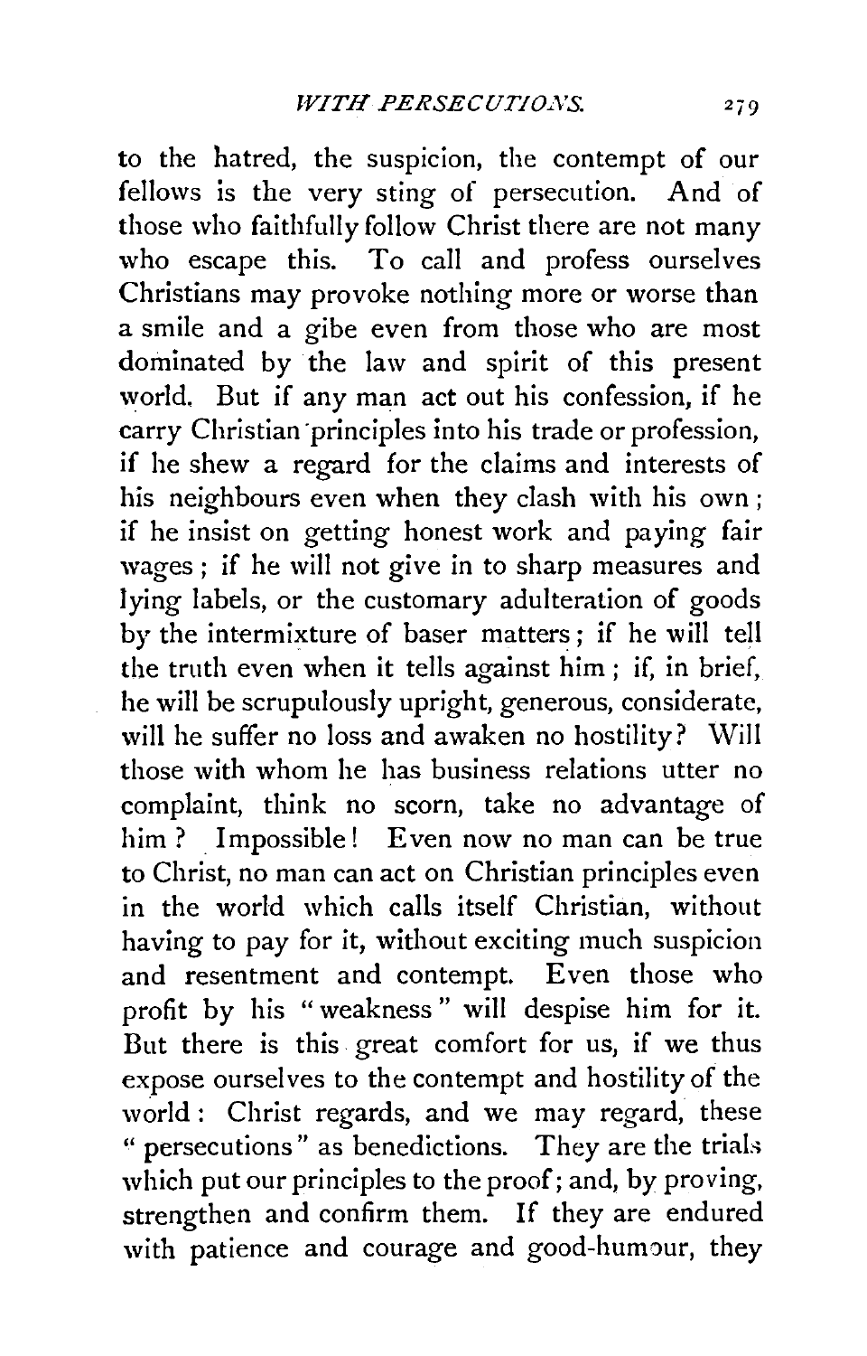to the hatred, the suspicion, the contempt of our fellows is the very sting of persecution. And of those who faithfully follow Christ there are not many who escape this. To call and profess ourselves Christians may provoke nothing more or worse than a smile and a gibe even from those who are most dominated by the law and spirit of this present world. But if any man act out his confession, if he carry Christian principles into his trade or profession, if he shew a regard for the claims and interests of his neighbours even when they clash with his own; if he insist on getting honest work and paying fair wages; if he will not give in to sharp measures and lying labels, or the customary adulteration of goods by the intermixture of baser matters; if he will tell the truth even when it tells against him; if, in brief, he will be scrupulously upright, generous, considerate, will he suffer no loss and awaken no hostility? Will those with whom he has business relations utter no complaint, think no scorn, take no advantage of him? Impossible! Even now no man can be true to Christ, no man can act on Christian principles even in the world which calls itself Christian, without having to pay for it, without exciting much suspicion and resentment and contempt. Even those who profit by his "weakness" will despise him for it. But there is this great comfort for us, if we thus expose ourselves to the contempt and hostility of the world: Christ regards, and we may regard, these "persecutions" as benedictions. They are the trials which put our principles to the proof; and, by proving, strengthen and confirm them. If they are endured with patience and courage and good-humour, they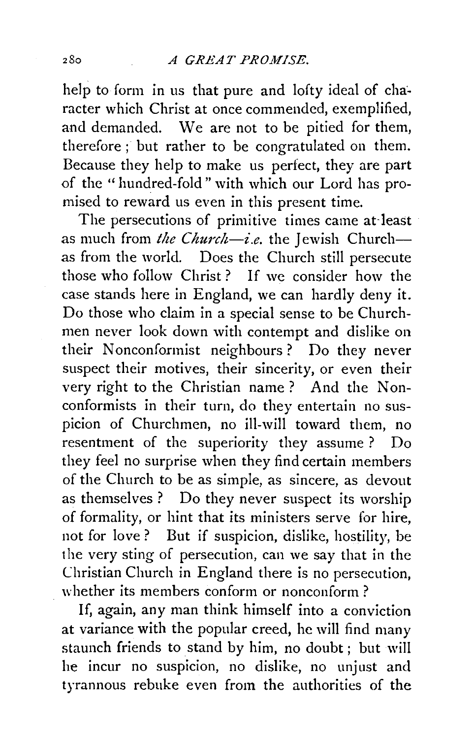help to form in us that pure and lofty ideal of character which Christ at once commended, exemplified, and demanded. We are not to be pitied for them, therefore; but rather to be congratulated on them. Because they help to make us perfect, they are part of the "hundred-fold" with which our Lord has promised to reward us even in this present time.

The persecutions of primitive times came at least as much from *the Church—i.e.* the Jewish Church—as from the world. Does the Church still persecute those who follow Christ? If we consider how the case stands here in England, we can hardly deny it. Do those who claim in a special sense to be Churchmen never look down with contempt and dislike on their Nonconformist neighbours? Do they never suspect their motives, their sincerity, or even their very right to the Christian name? And the Nonconformists in their turn, do they entertain no suspicion of Churchmen, no ill-will toward them, no resentment of the superiority they assume? Do they feel no surprise when they find certain members of the Church to be as simple, as sincere, as devout as themselves? Do they never suspect its worship of formality, or hint that its ministers serve for hire, not for love? But if suspicion, dislike, hostility, be the very sting of persecution, can we say that in the Christian Church in England there is no persecution, whether its members conform or nonconform?

If, again, any man think himself into a conviction at variance with the popular creed, he will find many staunch friends to stand by him, no doubt; but will he incur no suspicion, no dislike, no unjust and tyrannous rebuke even from the authorities of the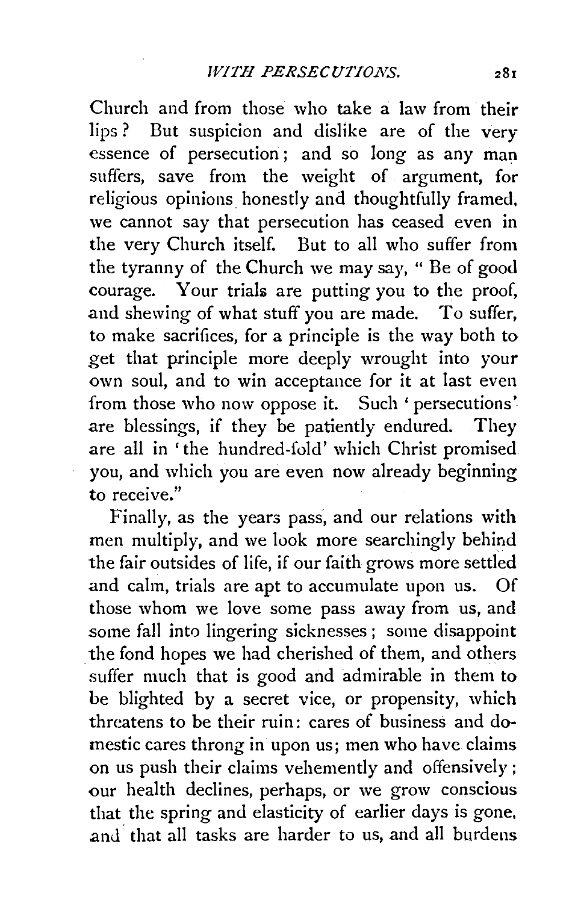Church and from those who take a law from their lips? But suspicion and dislike are of the very essence of persecution; and so long as any man suffers, save from the weight of argument, for religious opinions honestly and thoughtfully framed, we cannot say that persecution has ceased even in the very Church itself. But to all who suffer from the tyranny of the Church we may say, "Be of good courage. Your trials are putting you to the proof, and shewing of what stuff you are made. To suffer, to make sacrifices, for a principle is the way both to get that principle more deeply wrought into your own soul, and to win acceptance for it at last even from those who now oppose it. Such 'persecutions' are blessings, if they be patiently endured. They are all in 'the hundred-fold' which Christ promised you, and which you are even now already beginning to receive."

Finally, as the years pass, and our relations with men multiply, and we look more searchingly behind the fair outsides of life, if our faith grows more settled and calm, trials are apt to accumulate upon us. Of those whom we love some pass away from us, and some fall into lingering sicknesses; some disappoint the fond hopes we had cherished of them, and others suffer much that is good and admirable in them to be blighted by a secret vice, or propensity, which threatens to be their ruin: cares of business and domestic cares throng in upon us; men who have claims on us push their claims vehemently and offensively; our health declines, perhaps, or we grow conscious that the spring and elasticity of earlier days is gone, and that all tasks are harder to us, and all burdens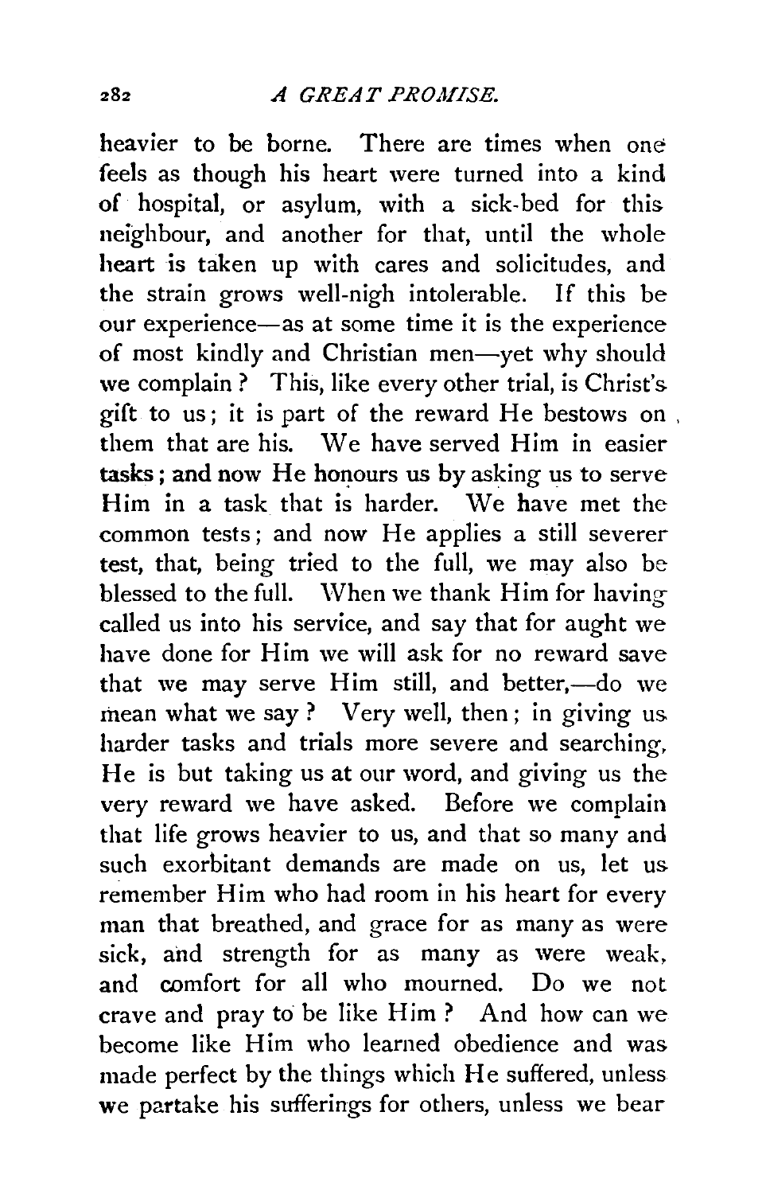heavier to be borne. There are times when one feels as though his heart were turned into a kind of hospital, or asylum, with a sick-bed for this neighbour, and another for that, until the whole heart is taken up with cares and solicitudes, and the strain grows well-nigh intolerable. If this be our experience—as at some time it is the experience of most kindly and Christian men—yet why should we complain? This, like every other trial, is Christ's gift to us; it is part of the reward He bestows on them that are his. We have served Him in easier tasks; and now He honours us by asking us to serve Him in a task that is harder. We have met the common tests; and now He applies a still severer test, that, being tried to the full, we may also be blessed to the full. When we thank Him for having called us into his service, and say that for aught we have done for Him we will ask for no reward save that we may serve Him still, and better,—do we mean what we say? Very well, then; in giving us harder tasks and trials more severe and searching, He is but taking us at our word, and giving us the very reward we have asked. Before we complain that life grows heavier to us, and that so many and such exorbitant demands are made on us, let us remember Him who had room in his heart for every man that breathed, and grace for as many as were sick, and strength for as many as were weak, and comfort for all who mourned. Do we not crave and pray to be like Him? And how can we become like Him who learned obedience and was made perfect by the things which He suffered, unless we partake his sufferings for others, unless we bear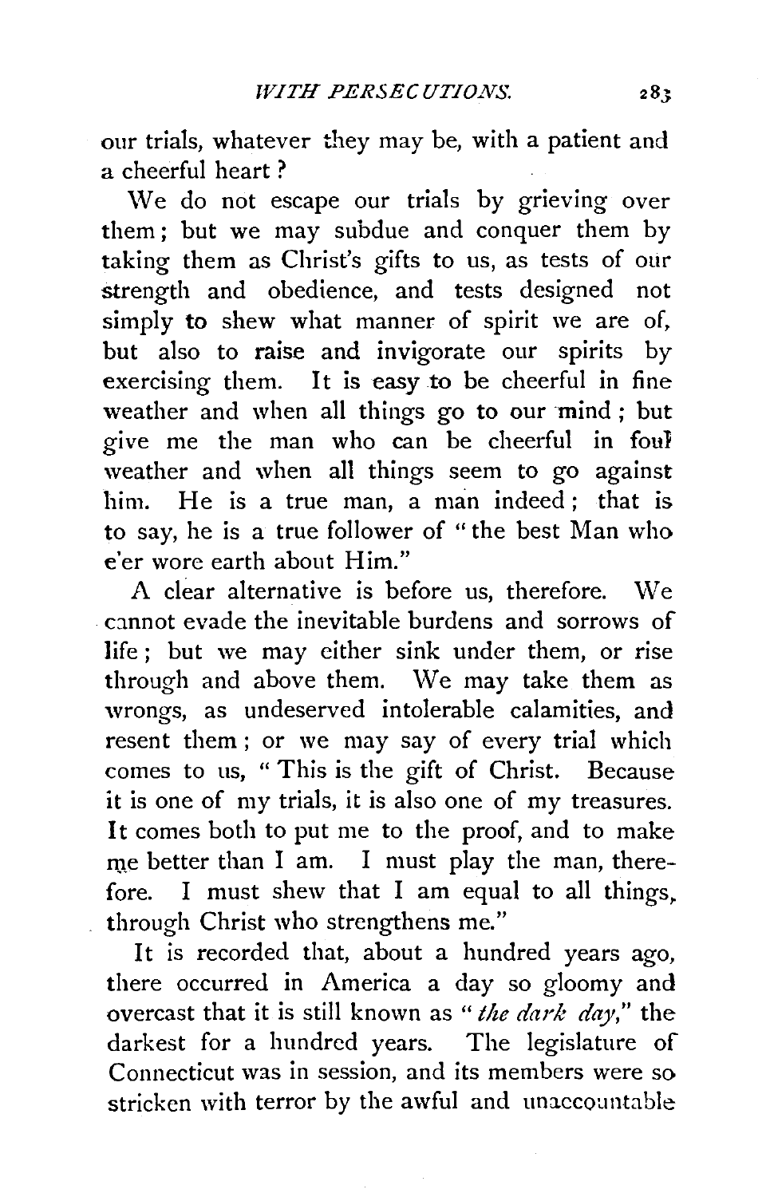our trials, whatever they may be, with a patient and a cheerful heart?

We do not escape our trials by grieving over them; but we may subdue and conquer them by taking them as Christ's gifts to us, as tests of our strength and obedience, and tests designed not simply to shew what manner of spirit we are of, but also to raise and invigorate our spirits by exercising them. It is easy to be cheerful in fine weather and when all things go to our mind; but give me the man who can be cheerful in foul weather and when all things seem to go against him. He is a true man, a man indeed; that is to say, he is a true follower of "the best Man who e'er wore earth about Him."

A clear alternative is before us, therefore. We cannot evade the inevitable burdens and sorrows of life; but we may either sink under them, or rise through and above them. We may take them as wrongs, as undeserved intolerable calamities, and resent them; or we may say of every trial which comes to us, "This is the gift of Christ. Because it is one of my trials, it is also one of my treasures. It comes both to put me to the proof, and to make me better than I am. I must play the man, therefore. I must shew that I am equal to all things, through Christ who strengthens me."

It is recorded that, about a hundred years ago, there occurred in America a day so gloomy and overcast that it is still known as "*the dark day*," the darkest for a hundred years. The legislature of Connecticut was in session, and its members were so stricken with terror by the awful and unaccountable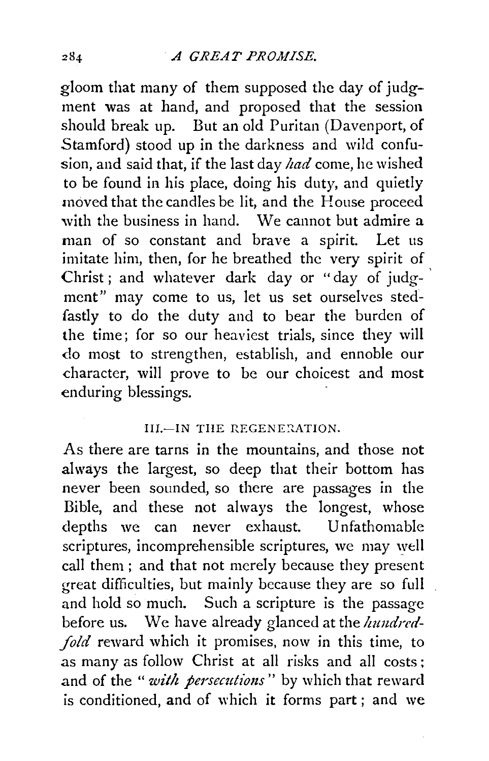gloom that many of them supposed the day of judgment was at hand, and proposed that the session should break up. But an old Puritan (Davenport, of Stamford) stood up in the darkness and wild confusion, and said that, if the last day *had* come, he wished to be found in his place, doing his duty, and quietly moved that the candles be lit, and the House proceed with the business in hand. We cannot but admire a man of so constant and brave a spirit. Let us imitate him, then, for he breathed the very spirit of Christ; and whatever dark day or "day of judgment" may come to us, let us set ourselves stedfastly to do the duty and to bear the burden of the time; for so our heaviest trials, since they will do most to strengthen, establish, and ennoble our character, will prove to be our choicest and most enduring blessings.

### III.—IN THE REGENERATION.

As there are tarns in the mountains, and those not always the largest, so deep that their bottom has never been sounded, so there are passages in the Bible, and these not always the longest, whose depths we can never exhaust. Unfathomable scriptures, incomprehensible scriptures, we may well call them; and that not merely because they present great difficulties, but mainly because they are so full and hold so much. Such a scripture is the passage before us. We have already glanced at the *hundred-fold* reward which it promises, now in this time, to as many as follow Christ at all risks and all costs; and of the "*with persecutions*" by which that reward is conditioned, and of which it forms part; and we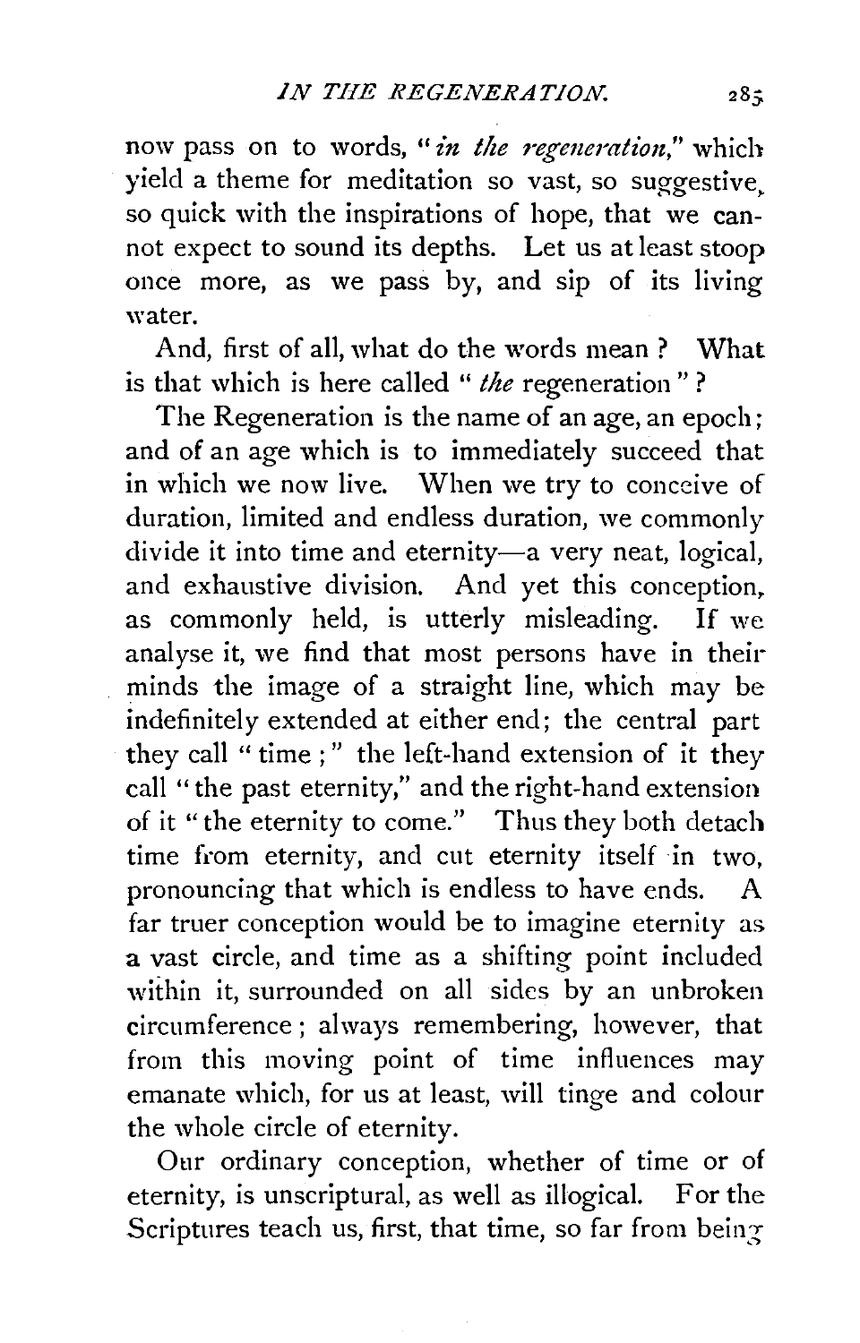now pass on to words, "*in the regeneration*," which yield a theme for meditation so vast, so suggestive, so quick with the inspirations of hope, that we cannot expect to sound its depths. Let us at least stoop once more, as we pass by, and sip of its living water.

And, first of all, what do the words mean? What is that which is here called "*the* regeneration"?

The Regeneration is the name of an age, an epoch; and of an age which is to immediately succeed that in which we now live. When we try to conceive of duration, limited and endless duration, we commonly divide it into time and eternity—a very neat, logical, and exhaustive division. And yet this conception, as commonly held, is utterly misleading. If we analyse it, we find that most persons have in their minds the image of a straight line, which may be indefinitely extended at either end; the central part they call "time;" the left-hand extension of it they call "the past eternity," and the right-hand extension of it "the eternity to come." Thus they both detach time from eternity, and cut eternity itself in two, pronouncing that which is endless to have ends. A far truer conception would be to imagine eternity as a vast circle, and time as a shifting point included within it, surrounded on all sides by an unbroken circumference; always remembering, however, that from this moving point of time influences may emanate which, for us at least, will tinge and colour the whole circle of eternity.

Our ordinary conception, whether of time or of eternity, is unscriptural, as well as illogical. For the Scriptures teach us, first, that time, so far from being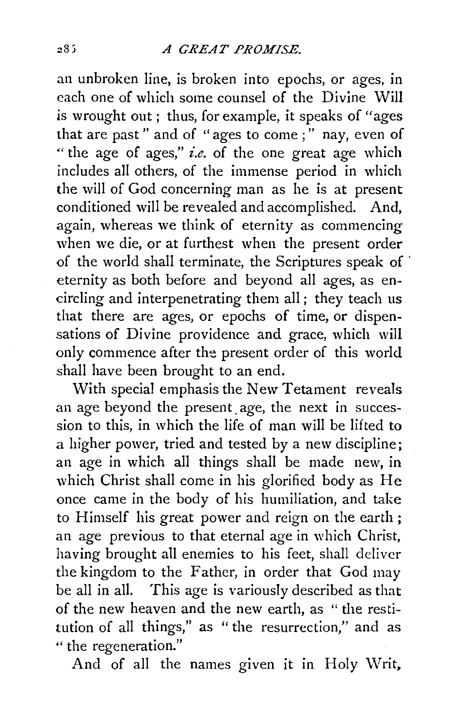an unbroken line, is broken into epochs, or ages, in each one of which some counsel of the Divine Will is wrought out; thus, for example, it speaks of "ages that are past" and of "ages to come;" nay, even of "the age of ages," *i.e.* of the one great age which includes all others, of the immense period in which the will of God concerning man as he is at present conditioned will be revealed and accomplished. And, again, whereas we think of eternity as commencing when we die, or at furthest when the present order of the world shall terminate, the Scriptures speak of eternity as both before and beyond all ages, as encircling and interpenetrating them all; they teach us that there are ages, or epochs of time, or dispensations of Divine providence and grace, which will only commence after the present order of this world shall have been brought to an end.

With special emphasis the New Tetament reveals an age beyond the present age, the next in succession to this, in which the life of man will be lifted to a higher power, tried and tested by a new discipline; an age in which all things shall be made new, in which Christ shall come in his glorified body as He once came in the body of his humiliation, and take to Himself his great power and reign on the earth; an age previous to that eternal age in which Christ, having brought all enemies to his feet, shall deliver the kingdom to the Father, in order that God may be all in all. This age is variously described as that of the new heaven and the new earth, as "the restitution of all things," as "the resurrection," and as "the regeneration."

And of all the names given it in Holy Writ,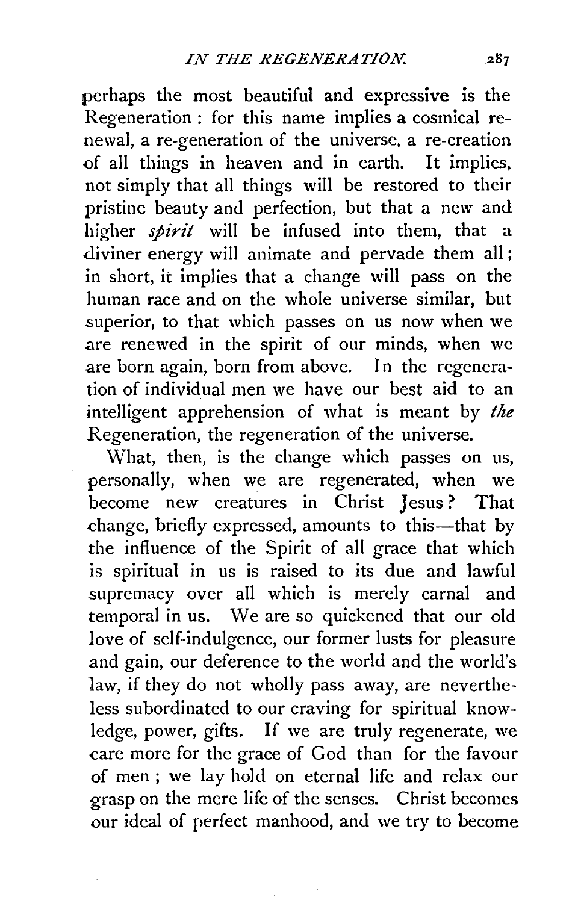perhaps the most beautiful and expressive is the Regeneration : for this name implies a cosmical renewal, a re-generation of the universe, a re-creation of all things in heaven and in earth. It implies, not simply that all things will be restored to their pristine beauty and perfection, but that a new and higher *spirit* will be infused into them, that a diviner energy will animate and pervade them all; in short, it implies that a change will pass on the human race and on the whole universe similar, but superior, to that which passes on us now when we are renewed in the spirit of our minds, when we are born again, born from above. In the regeneration of individual men we have our best aid to an intelligent apprehension of what is meant by *the* Regeneration, the regeneration of the universe.

What, then, is the change which passes on us, personally, when we are regenerated, when we become new creatures in Christ Jesus? That change, briefly expressed, amounts to this—that by the influence of the Spirit of all grace that which is spiritual in us is raised to its due and lawful supremacy over all which is merely carnal and temporal in us. We are so quickened that our old love of self-indulgence, our former lusts for pleasure and gain, our deference to the world and the world's law, if they do not wholly pass away, are nevertheless subordinated to our craving for spiritual knowledge, power, gifts. If we are truly regenerate, we care more for the grace of God than for the favour of men ; we lay hold on eternal life and relax our grasp on the mere life of the senses. Christ becomes our ideal of perfect manhood, and we try to become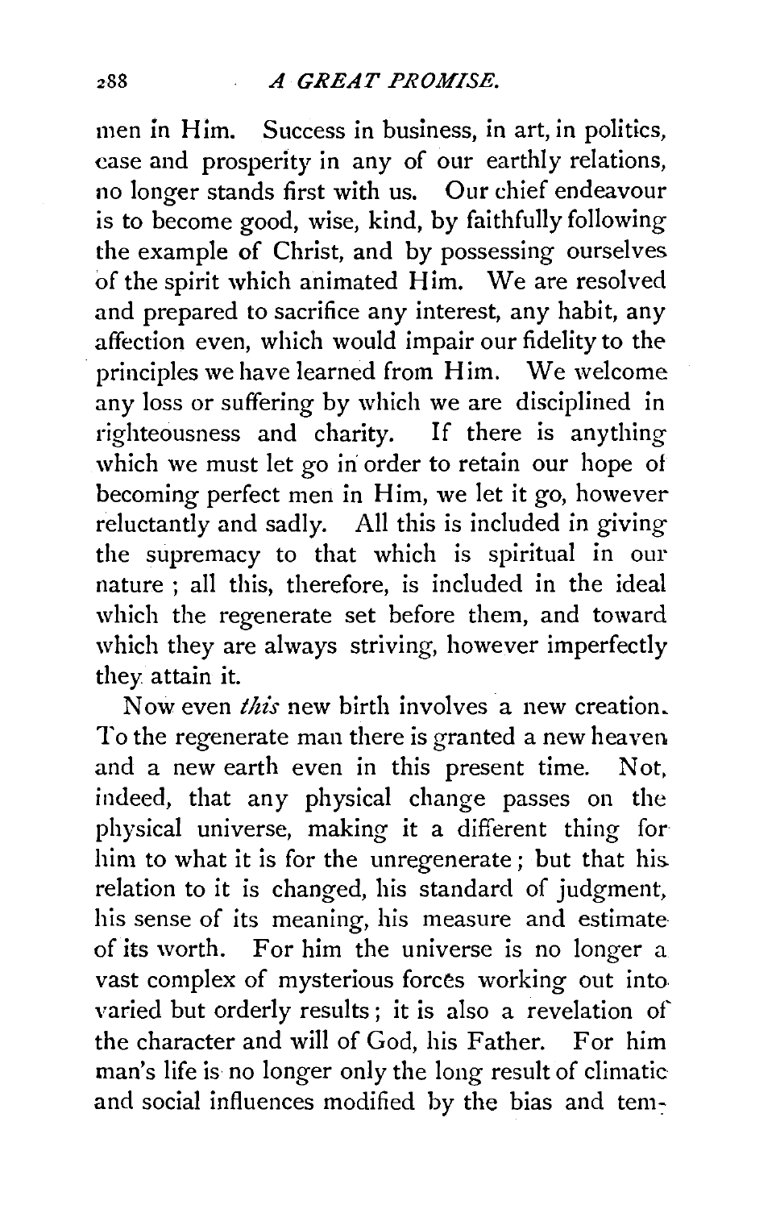men in Him. Success in business, in art, in politics, ease and prosperity in any of our earthly relations, no longer stands first with us. Our chief endeavour is to become good, wise, kind, by faithfully following the example of Christ, and by possessing ourselves of the spirit which animated Him. We are resolved and prepared to sacrifice any interest, any habit, any affection even, which would impair our fidelity to the principles we have learned from Him. We welcome any loss or suffering by which we are disciplined in righteousness and charity. If there is anything which we must let go in order to retain our hope of becoming perfect men in Him, we let it go, however reluctantly and sadly. All this is included in giving the supremacy to that which is spiritual in our nature; all this, therefore, is included in the ideal which the regenerate set before them, and toward which they are always striving, however imperfectly they attain it.

Now even *this* new birth involves a new creation. To the regenerate man there is granted a new heaven and a new earth even in this present time. Not, indeed, that any physical change passes on the physical universe, making it a different thing for him to what it is for the unregenerate; but that his relation to it is changed, his standard of judgment, his sense of its meaning, his measure and estimate of its worth. For him the universe is no longer a vast complex of mysterious forces working out into varied but orderly results; it is also a revelation of the character and will of God, his Father. For him man's life is no longer only the long result of climatic and social influences modified by the bias and tem-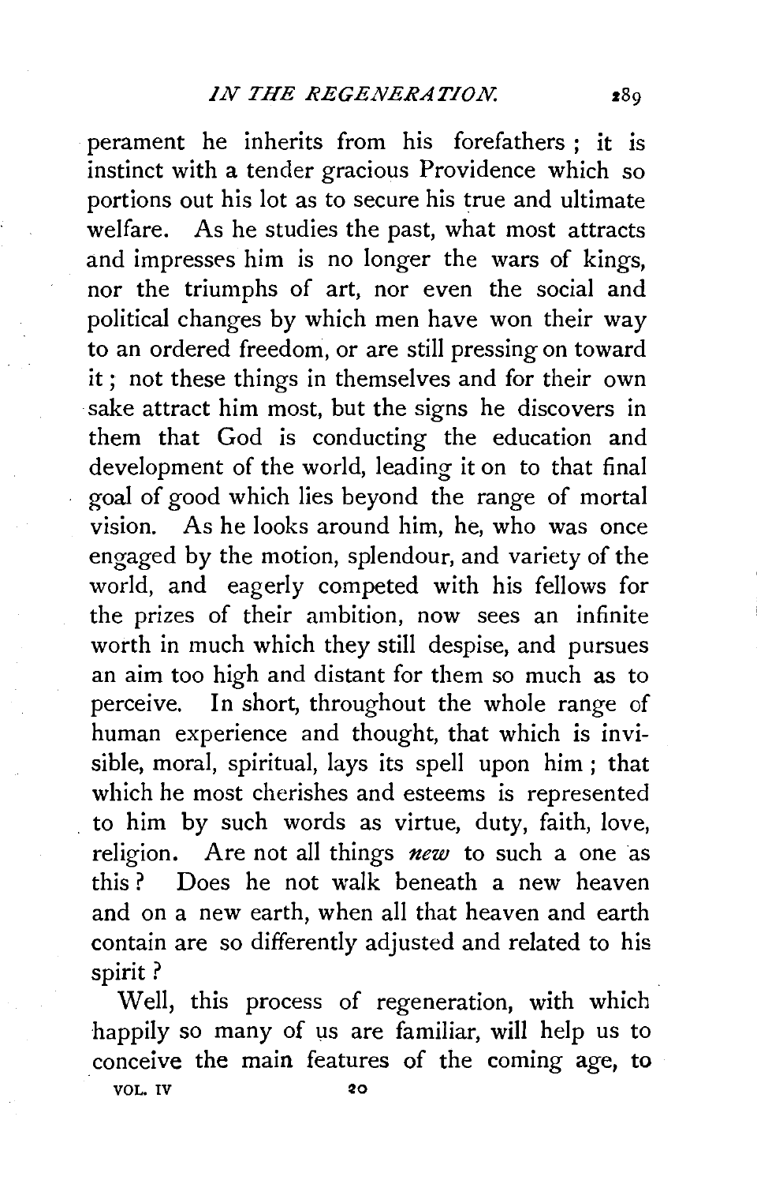perament he inherits from his forefathers; it is instinct with a tender gracious Providence which so portions out his lot as to secure his true and ultimate welfare. As he studies the past, what most attracts and impresses him is no longer the wars of kings, nor the triumphs of art, nor even the social and political changes by which men have won their way to an ordered freedom, or are still pressing on toward it; not these things in themselves and for their own sake attract him most, but the signs he discovers in them that God is conducting the education and development of the world, leading it on to that final goal of good which lies beyond the range of mortal vision. As he looks around him, he, who was once engaged by the motion, splendour, and variety of the world, and eagerly competed with his fellows for the prizes of their ambition, now sees an infinite worth in much which they still despise, and pursues an aim too high and distant for them so much as to perceive. In short, throughout the whole range of human experience and thought, that which is invisible, moral, spiritual, lays its spell upon him; that which he most cherishes and esteems is represented to him by such words as virtue, duty, faith, love, religion. Are not all things *new* to such a one as this? Does he not walk beneath a new heaven and on a new earth, when all that heaven and earth contain are so differently adjusted and related to his spirit?

Well, this process of regeneration, with which happily so many of us are familiar, will help us to conceive the main features of the coming age, to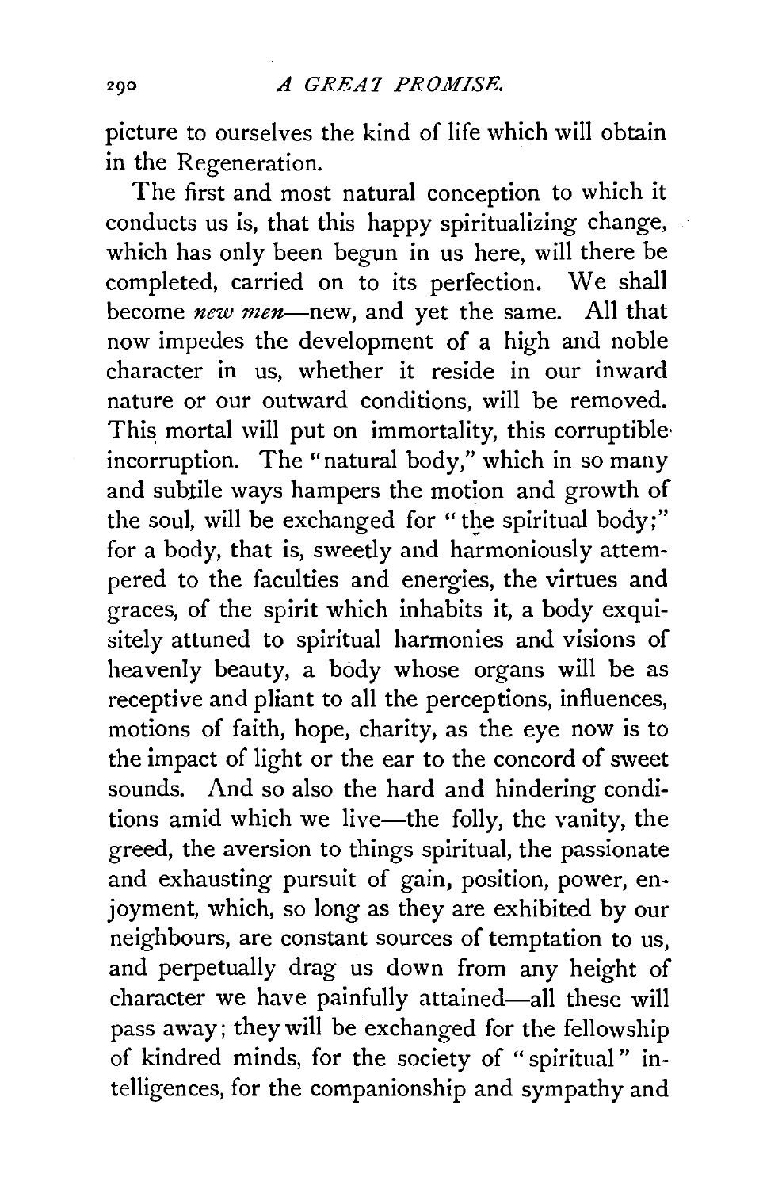picture to ourselves the kind of life which will obtain in the Regeneration.

The first and most natural conception to which it conducts us is, that this happy spiritualizing change, which has only been begun in us here, will there be completed, carried on to its perfection. We shall become *new men*—new, and yet the same. All that now impedes the development of a high and noble character in us, whether it reside in our inward nature or our outward conditions, will be removed. This mortal will put on immortality, this corruptible incorruption. The "natural body," which in so many and subtile ways hampers the motion and growth of the soul, will be exchanged for "the spiritual body;" for a body, that is, sweetly and harmoniously attempered to the faculties and energies, the virtues and graces, of the spirit which inhabits it, a body exquisitely attuned to spiritual harmonies and visions of heavenly beauty, a body whose organs will be as receptive and pliant to all the perceptions, influences, motions of faith, hope, charity, as the eye now is to the impact of light or the ear to the concord of sweet sounds. And so also the hard and hindering conditions amid which we live—the folly, the vanity, the greed, the aversion to things spiritual, the passionate and exhausting pursuit of gain, position, power, enjoyment, which, so long as they are exhibited by our neighbours, are constant sources of temptation to us, and perpetually drag us down from any height of character we have painfully attained—all these will pass away; they will be exchanged for the fellowship of kindred minds, for the society of "spiritual" intelligences, for the companionship and sympathy and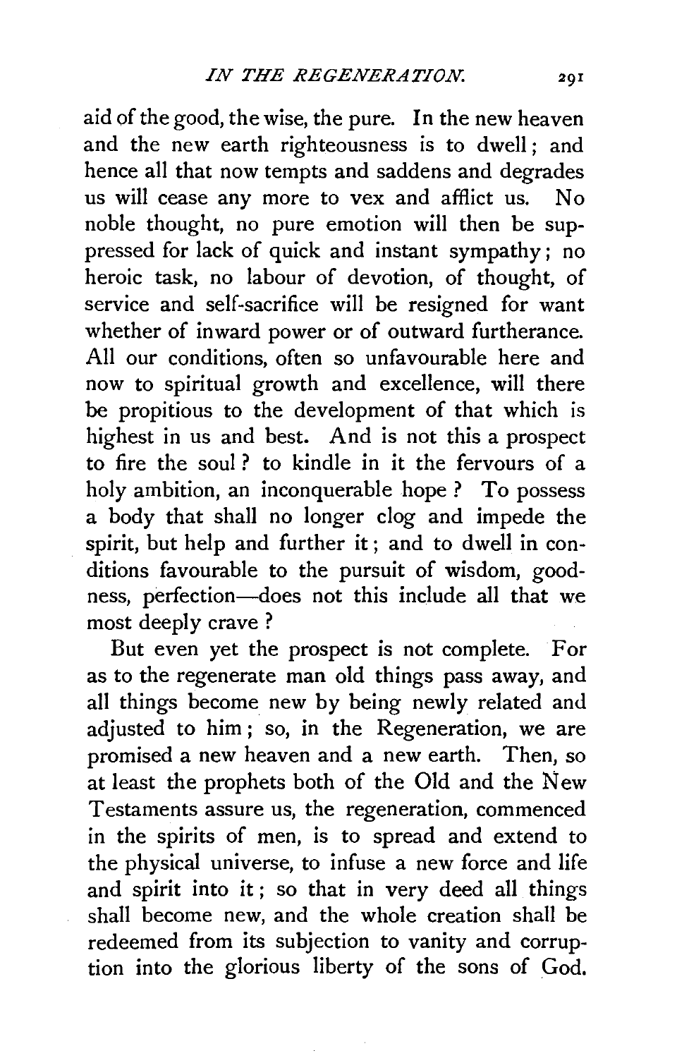aid of the good, the wise, the pure. In the new heaven and the new earth righteousness is to dwell; and hence all that now tempts and saddens and degrades us will cease any more to vex and afflict us. No noble thought, no pure emotion will then be suppressed for lack of quick and instant sympathy; no heroic task, no labour of devotion, of thought, of service and self-sacrifice will be resigned for want whether of inward power or of outward furtherance. All our conditions, often so unfavourable here and now to spiritual growth and excellence, will there be propitious to the development of that which is highest in us and best. And is not this a prospect to fire the soul? to kindle in it the fervours of a holy ambition, an inconquerable hope? To possess a body that shall no longer clog and impede the spirit, but help and further it; and to dwell in conditions favourable to the pursuit of wisdom, goodness, perfection—does not this include all that we most deeply crave?

But even yet the prospect is not complete. For as to the regenerate man old things pass away, and all things become new by being newly related and adjusted to him; so, in the Regeneration, we are promised a new heaven and a new earth. Then, so at least the prophets both of the Old and the New Testaments assure us, the regeneration, commenced in the spirits of men, is to spread and extend to the physical universe, to infuse a new force and life and spirit into it; so that in very deed all things shall become new, and the whole creation shall be redeemed from its subjection to vanity and corruption into the glorious liberty of the sons of God.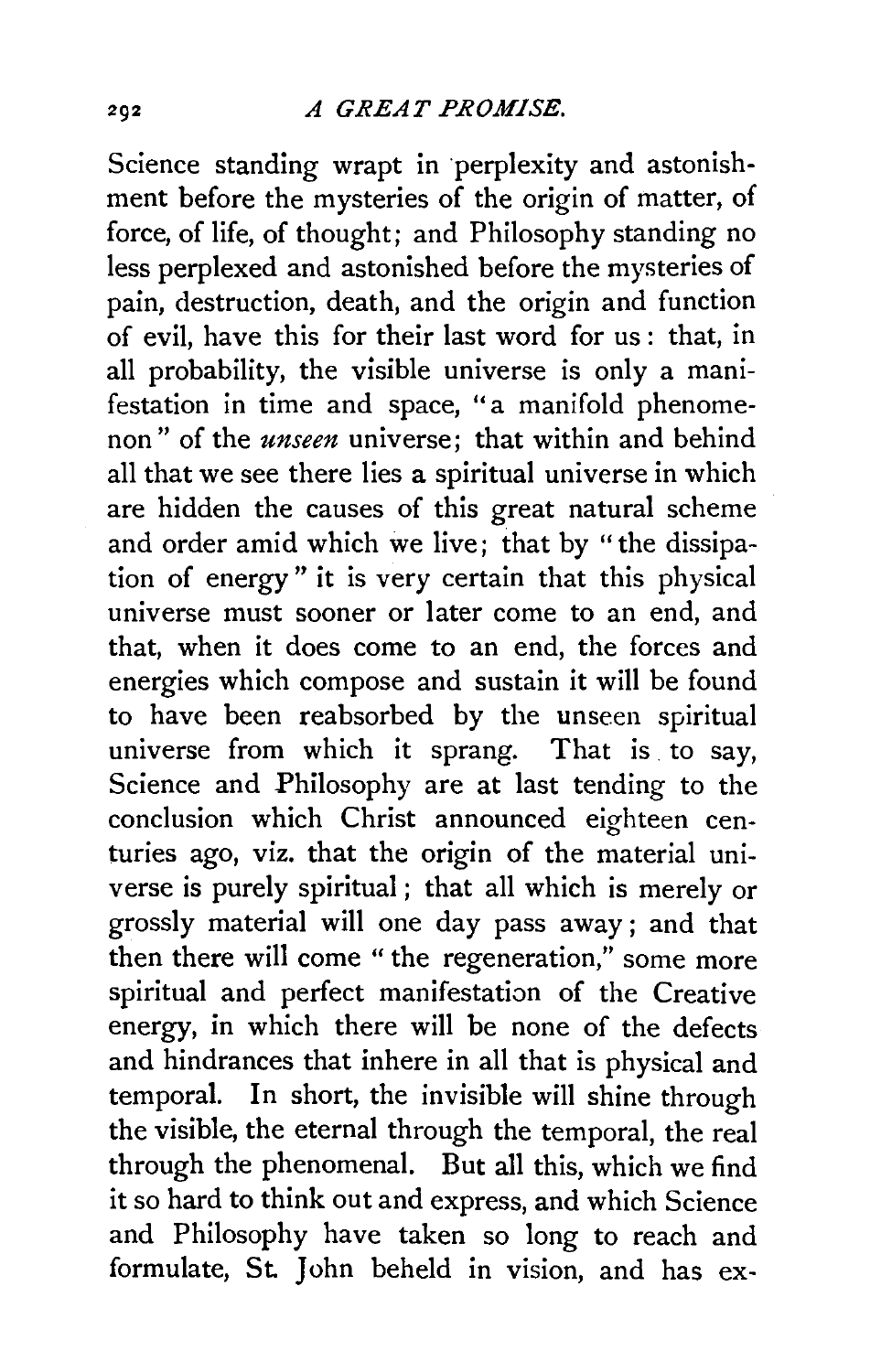Science standing wrapt in perplexity and astonishment before the mysteries of the origin of matter, of force, of life, of thought; and Philosophy standing no less perplexed and astonished before the mysteries of pain, destruction, death, and the origin and function of evil, have this for their last word for us: that, in all probability, the visible universe is only a manifestation in time and space, "a manifold phenomenon" of the *unseen* universe; that within and behind all that we see there lies a spiritual universe in which are hidden the causes of this great natural scheme and order amid which we live; that by "the dissipation of energy" it is very certain that this physical universe must sooner or later come to an end, and that, when it does come to an end, the forces and energies which compose and sustain it will be found to have been reabsorbed by the unseen spiritual universe from which it sprang. That is to say, Science and Philosophy are at last tending to the conclusion which Christ announced eighteen centuries ago, viz. that the origin of the material universe is purely spiritual; that all which is merely or grossly material will one day pass away; and that then there will come "the regeneration," some more spiritual and perfect manifestation of the Creative energy, in which there will be none of the defects and hindrances that inhere in all that is physical and temporal. In short, the invisible will shine through the visible, the eternal through the temporal, the real through the phenomenal. But all this, which we find it so hard to think out and express, and which Science and Philosophy have taken so long to reach and formulate, St. John beheld in vision, and has ex-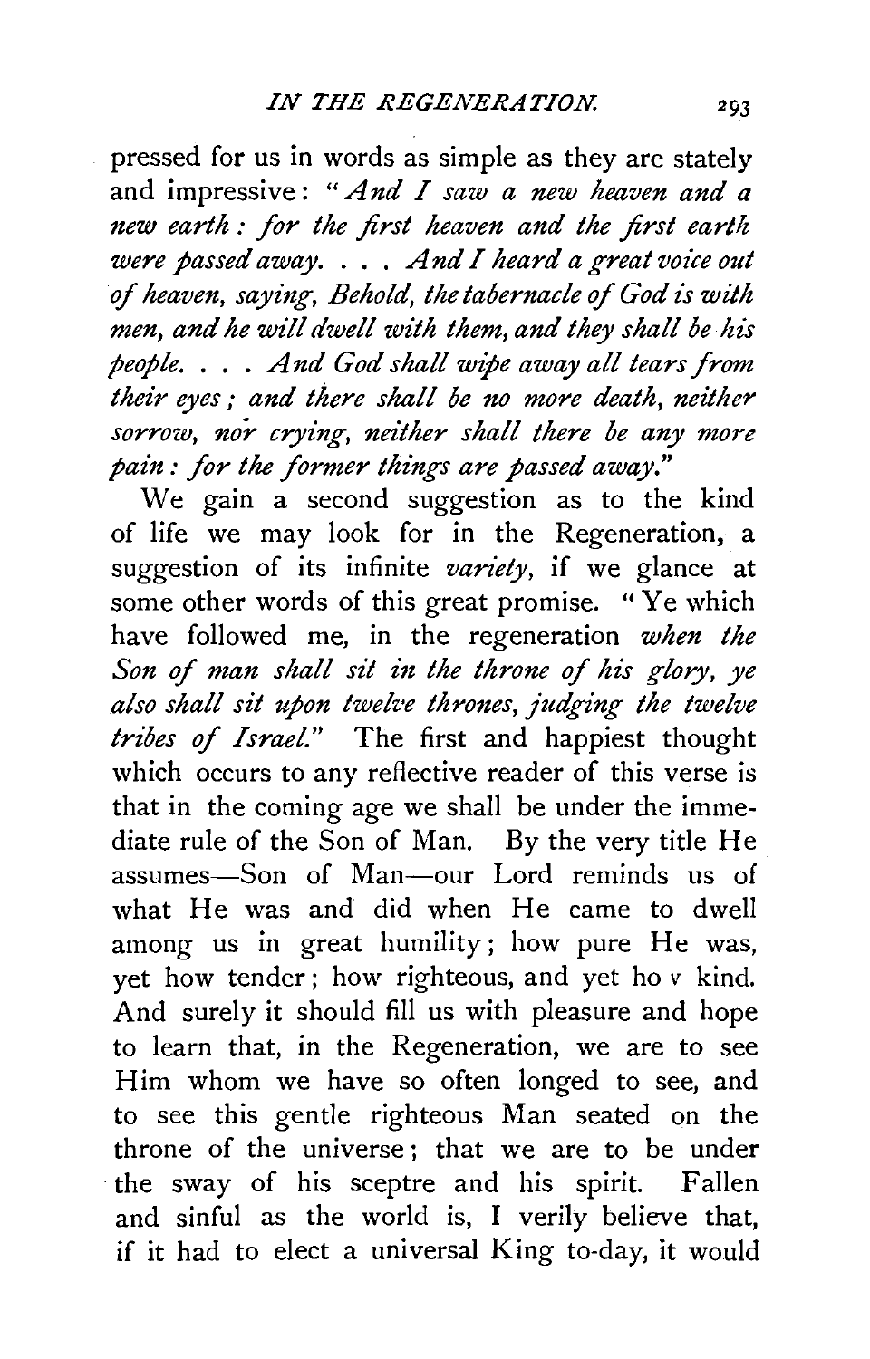pressed for us in words as simple as they are stately and impressive: "*And I saw a new heaven and a new earth: for the first heaven and the first earth were passed away. . . . And I heard a great voice out of heaven, saying, Behold, the tabernacle of God is with men, and he will dwell with them, and they shall be his people. . . . And God shall wipe away all tears from their eyes; and there shall be no more death, neither sorrow, nor crying, neither shall there be any more pain: for the former things are passed away.*"

We gain a second suggestion as to the kind of life we may look for in the Regeneration, a suggestion of its infinite *variety*, if we glance at some other words of this great promise. "Ye which have followed me, in the regeneration *when the Son of man shall sit in the throne of his glory, ye also shall sit upon twelve thrones, judging the twelve tribes of Israel.*" The first and happiest thought which occurs to any reflective reader of this verse is that in the coming age we shall be under the immediate rule of the Son of Man. By the very title He assumes—Son of Man—our Lord reminds us of what He was and did when He came to dwell among us in great humility; how pure He was, yet how tender; how righteous, and yet ho v kind. And surely it should fill us with pleasure and hope to learn that, in the Regeneration, we are to see Him whom we have so often longed to see, and to see this gentle righteous Man seated on the throne of the universe; that we are to be under the sway of his sceptre and his spirit. Fallen and sinful as the world is, I verily believe that, if it had to elect a universal King to-day, it would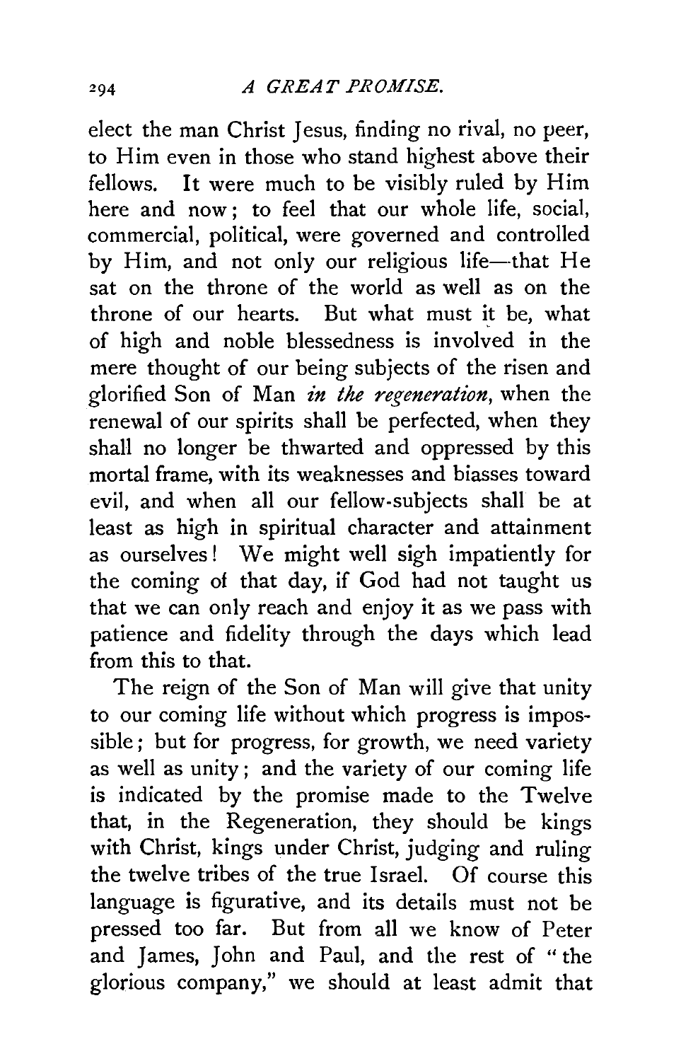elect the man Christ Jesus, finding no rival, no peer, to Him even in those who stand highest above their fellows. It were much to be visibly ruled by Him here and now; to feel that our whole life, social, commercial, political, were governed and controlled by Him, and not only our religious life—that He sat on the throne of the world as well as on the throne of our hearts. But what must it be, what of high and noble blessedness is involved in the mere thought of our being subjects of the risen and glorified Son of Man *in the regeneration*, when the renewal of our spirits shall be perfected, when they shall no longer be thwarted and oppressed by this mortal frame, with its weaknesses and biasses toward evil, and when all our fellow-subjects shall be at least as high in spiritual character and attainment as ourselves! We might well sigh impatiently for the coming of that day, if God had not taught us that we can only reach and enjoy it as we pass with patience and fidelity through the days which lead from this to that.

The reign of the Son of Man will give that unity to our coming life without which progress is impossible; but for progress, for growth, we need variety as well as unity; and the variety of our coming life is indicated by the promise made to the Twelve that, in the Regeneration, they should be kings with Christ, kings under Christ, judging and ruling the twelve tribes of the true Israel. Of course this language is figurative, and its details must not be pressed too far. But from all we know of Peter and James, John and Paul, and the rest of "the glorious company," we should at least admit that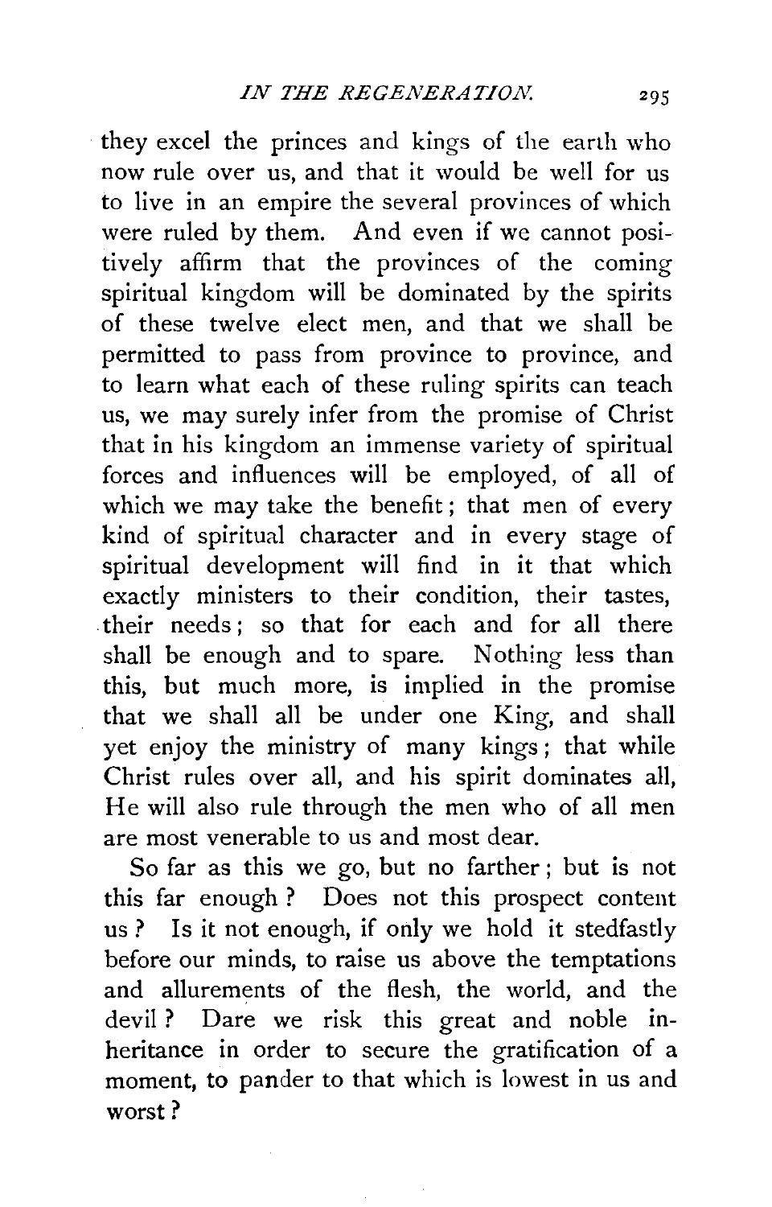they excel the princes and kings of the earth who now rule over us, and that it would be well for us to live in an empire the several provinces of which were ruled by them. And even if we cannot positively affirm that the provinces of the coming spiritual kingdom will be dominated by the spirits of these twelve elect men, and that we shall be permitted to pass from province to province, and to learn what each of these ruling spirits can teach us, we may surely infer from the promise of Christ that in his kingdom an immense variety of spiritual forces and influences will be employed, of all of which we may take the benefit; that men of every kind of spiritual character and in every stage of spiritual development will find in it that which exactly ministers to their condition, their tastes, their needs; so that for each and for all there shall be enough and to spare. Nothing less than this, but much more, is implied in the promise that we shall all be under one King, and shall yet enjoy the ministry of many kings; that while Christ rules over all, and his spirit dominates all, He will also rule through the men who of all men are most venerable to us and most dear.

So far as this we go, but no farther; but is not this far enough? Does not this prospect content us? Is it not enough, if only we hold it stedfastly before our minds, to raise us above the temptations and allurements of the flesh, the world, and the devil? Dare we risk this great and noble inheritance in order to secure the gratification of a moment, to pander to that which is lowest in us and worst?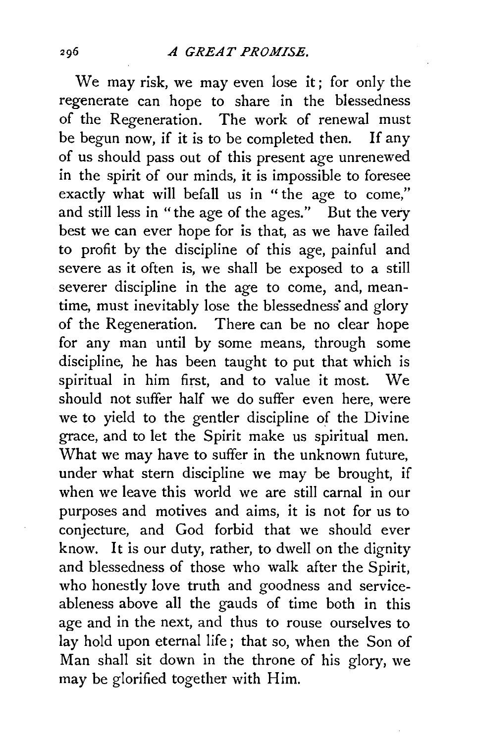We may risk, we may even lose it; for only the regenerate can hope to share in the blessedness of the Regeneration. The work of renewal must be begun now, if it is to be completed then. If any of us should pass out of this present age unrenewed in the spirit of our minds, it is impossible to foresee exactly what will befall us in "the age to come," and still less in "the age of the ages." But the very best we can ever hope for is that, as we have failed to profit by the discipline of this age, painful and severe as it often is, we shall be exposed to a still severer discipline in the age to come, and, meantime, must inevitably lose the blessedness and glory of the Regeneration. There can be no clear hope for any man until by some means, through some discipline, he has been taught to put that which is spiritual in him first, and to value it most. We should not suffer half we do suffer even here, were we to yield to the gentler discipline of the Divine grace, and to let the Spirit make us spiritual men. What we may have to suffer in the unknown future, under what stern discipline we may be brought, if when we leave this world we are still carnal in our purposes and motives and aims, it is not for us to conjecture, and God forbid that we should ever know. It is our duty, rather, to dwell on the dignity and blessedness of those who walk after the Spirit, who honestly love truth and goodness and serviceableness above all the gauds of time both in this age and in the next, and thus to rouse ourselves to lay hold upon eternal life; that so, when the Son of Man shall sit down in the throne of his glory, we may be glorified together with Him.